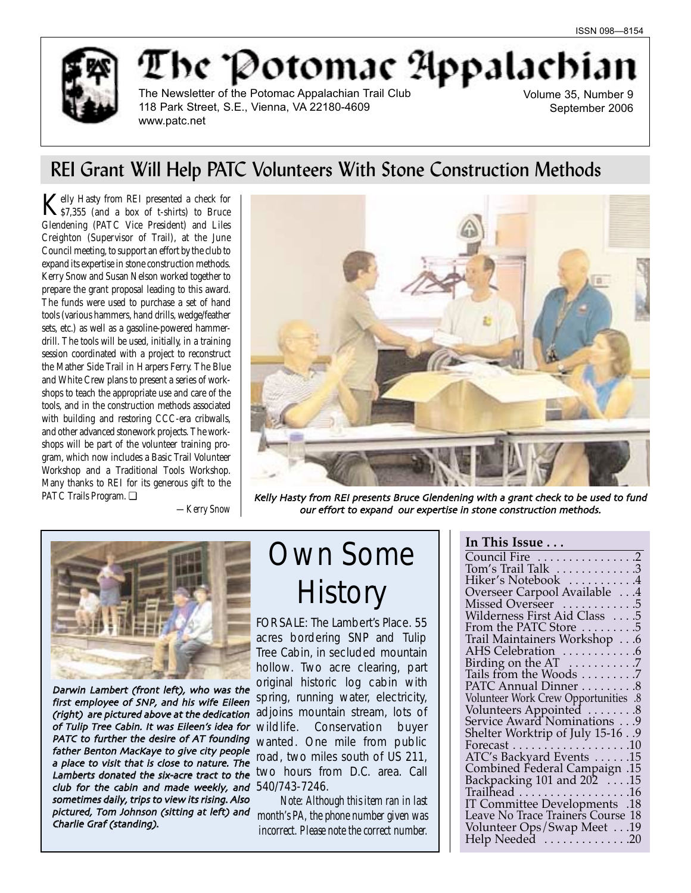ISSN 098—8154

# The Potomac Appalachian

The Newsletter of the Potomac Appalachian Trail Club
118 Park Street, S.E., Vienna, VA 22180-4609
www.patc.net

Volume 35, Number 9
September 2006

## REI Grant Will Help PATC Volunteers With Stone Construction Methods

Kelly Hasty from REI presented a check for $7,355 (and a box of t-shirts) to Bruce Glendening (PATC Vice President) and Liles Creighton (Supervisor of Trail), at the June Council meeting, to support an effort by the club to expand its expertise in stone construction methods. Kerry Snow and Susan Nelson worked together to prepare the grant proposal leading to this award. The funds were used to purchase a set of hand tools (various hammers, hand drills, wedge/feather sets, etc.) as well as a gasoline-powered hammer-drill. The tools will be used, initially, in a training session coordinated with a project to reconstruct the Mather Side Trail in Harpers Ferry. The Blue and White Crew plans to present a series of workshops to teach the appropriate use and care of the tools, and in the construction methods associated with building and restoring CCC-era cribwalls, and other advanced stonework projects. The workshops will be part of the volunteer training program, which now includes a Basic Trail Volunteer Workshop and a Traditional Tools Workshop. Many thanks to REI for its generous gift to the PATC Trails Program. ❑

*—Kerry Snow*

*Kelly Hasty from REI presents Bruce Glendening with a grant check to be used to fund our effort to expand our expertise in stone construction methods.*

*Darwin Lambert (front left), who was the first employee of SNP, and his wife Eileen (right) are pictured above at the dedication of Tulip Tree Cabin. It was Eileen's idea for PATC to further the desire of AT founding father Benton MacKaye to give city people a place to visit that is close to nature. The Lamberts donated the six-acre tract to the club for the cabin and made weekly, and sometimes daily, trips to view its rising. Also pictured, Tom Johnson (sitting at left) and Charlie Graf (standing).*

## Own Some History

FOR SALE: The Lambert's Place. 55 acres bordering SNP and Tulip Tree Cabin, in secluded mountain hollow. Two acre clearing, part original historic log cabin with spring, running water, electricity, adjoins mountain stream, lots of wildlife. Conservation buyer wanted. One mile from public road, two miles south of US 211, two hours from D.C. area. Call 540/743-7246.

*Note: Although this item ran in last month's PA, the phone number given was incorrect. Please note the correct number.*

### In This Issue . . .

- Council Fire . . . . . . . . . . . . . . . .2
- Tom's Trail Talk . . . . . . . . . . . . .3
- Hiker's Notebook . . . . . . . . . . .4
- Overseer Carpool Available . . .4
- Missed Overseer . . . . . . . . . . . .5
- Wilderness First Aid Class . . . .5
- From the PATC Store . . . . . . . . .5
- Trail Maintainers Workshop . . .6
- AHS Celebration . . . . . . . . . . . .6
- Birding on the AT . . . . . . . . . . .7
- Tails from the Woods . . . . . . . . .7
- PATC Annual Dinner . . . . . . . . .8
- Volunteer Work Crew Opportunities .8
- Volunteers Appointed . . . . . . . .8
- Service Award Nominations . . .9
- Shelter Worktrip of July 15-16 . .9
- Forecast . . . . . . . . . . . . . . . . . . .10
- ATC's Backyard Events . . . . . .15
- Combined Federal Campaign .15
- Backpacking 101 and 202 . . . .15
- Trailhead . . . . . . . . . . . . . . . . . .16
- IT Committee Developments .18
- Leave No Trace Trainers Course 18
- Volunteer Ops/Swap Meet . . .19
- Help Needed . . . . . . . . . . . . . .20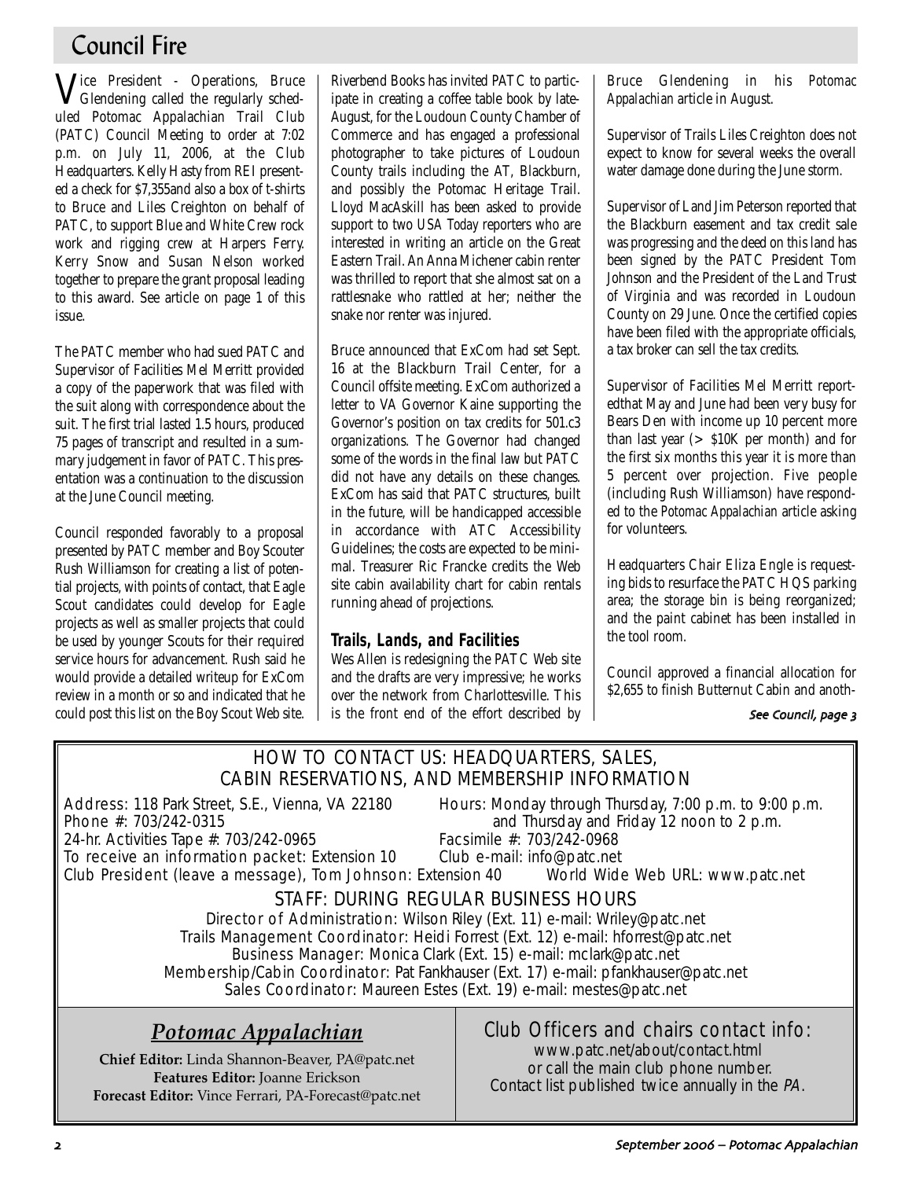# Council Fire

Vice President - Operations, Bruce Glendening called the regularly scheduled Potomac Appalachian Trail Club (PATC) Council Meeting to order at 7:02 p.m. on July 11, 2006, at the Club Headquarters. Kelly Hasty from REI presented a check for $7,355and also a box of t-shirts to Bruce and Liles Creighton on behalf of PATC, to support Blue and White Crew rock work and rigging crew at Harpers Ferry. Kerry Snow and Susan Nelson worked together to prepare the grant proposal leading to this award. See article on page 1 of this issue.

The PATC member who had sued PATC and Supervisor of Facilities Mel Merritt provided a copy of the paperwork that was filed with the suit along with correspondence about the suit. The first trial lasted 1.5 hours, produced 75 pages of transcript and resulted in a summary judgement in favor of PATC. This presentation was a continuation to the discussion at the June Council meeting.

Council responded favorably to a proposal presented by PATC member and Boy Scouter Rush Williamson for creating a list of potential projects, with points of contact, that Eagle Scout candidates could develop for Eagle projects as well as smaller projects that could be used by younger Scouts for their required service hours for advancement. Rush said he would provide a detailed writeup for ExCom review in a month or so and indicated that he could post this list on the Boy Scout Web site.

Riverbend Books has invited PATC to participate in creating a coffee table book by late-August, for the Loudoun County Chamber of Commerce and has engaged a professional photographer to take pictures of Loudoun County trails including the AT, Blackburn, and possibly the Potomac Heritage Trail. Lloyd MacAskill has been asked to provide support to two *USA Today* reporters who are interested in writing an article on the Great Eastern Trail. An Anna Michener cabin renter was thrilled to report that she almost sat on a rattlesnake who rattled at her; neither the snake nor renter was injured.

Bruce announced that ExCom had set Sept. 16 at the Blackburn Trail Center, for a Council offsite meeting. ExCom authorized a letter to VA Governor Kaine supporting the Governor's position on tax credits for 501.c3 organizations. The Governor had changed some of the words in the final law but PATC did not have any details on these changes. ExCom has said that PATC structures, built in the future, will be handicapped accessible in accordance with ATC Accessibility Guidelines; the costs are expected to be minimal. Treasurer Ric Francke credits the Web site cabin availability chart for cabin rentals running ahead of projections.

## Trails, Lands, and Facilities

Wes Allen is redesigning the PATC Web site and the drafts are very impressive; he works over the network from Charlottesville. This is the front end of the effort described by Bruce Glendening in his *Potomac Appalachian* article in August.

Supervisor of Trails Liles Creighton does not expect to know for several weeks the overall water damage done during the June storm.

Supervisor of Land Jim Peterson reported that the Blackburn easement and tax credit sale was progressing and the deed on this land has been signed by the PATC President Tom Johnson and the President of the Land Trust of Virginia and was recorded in Loudoun County on 29 June. Once the certified copies have been filed with the appropriate officials, a tax broker can sell the tax credits.

Supervisor of Facilities Mel Merritt reportedthat May and June had been very busy for Bears Den with income up 10 percent more than last year (> $10K per month) and for the first six months this year it is more than 5 percent over projection. Five people (including Rush Williamson) have responded to the *Potomac Appalachian* article asking for volunteers.

Headquarters Chair Eliza Engle is requesting bids to resurface the PATC HQS parking area; the storage bin is being reorganized; and the paint cabinet has been installed in the tool room.

Council approved a financial allocation for $2,655 to finish Butternut Cabin and anoth-

*See Council, page 3*

---

## HOW TO CONTACT US: HEADQUARTERS, SALES, CABIN RESERVATIONS, AND MEMBERSHIP INFORMATION

Address: 118 Park Street, S.E., Vienna, VA 22180
Hours: Monday through Thursday, 7:00 p.m. to 9:00 p.m. and Thursday and Friday 12 noon to 2 p.m.
Phone #: 703/242-0315
24-hr. Activities Tape #: 703/242-0965
Facsimile #: 703/242-0968
To receive an information packet: Extension 10
Club e-mail: info@patc.net
Club President (leave a message), Tom Johnson: Extension 40
World Wide Web URL: www.patc.net

### STAFF: DURING REGULAR BUSINESS HOURS

Director of Administration: Wilson Riley (Ext. 11) e-mail: Wriley@patc.net
Trails Management Coordinator: Heidi Forrest (Ext. 12) e-mail: hforrest@patc.net
Business Manager: Monica Clark (Ext. 15) e-mail: mclark@patc.net
Membership/Cabin Coordinator: Pat Fankhauser (Ext. 17) e-mail: pfankhauser@patc.net
Sales Coordinator: Maureen Estes (Ext. 19) e-mail: mestes@patc.net

## *Potomac Appalachian*

**Chief Editor:** Linda Shannon-Beaver, PA@patc.net
**Features Editor:** Joanne Erickson
**Forecast Editor:** Vince Ferrari, PA-Forecast@patc.net

### Club Officers and chairs contact info:

www.patc.net/about/contact.html
or call the main club phone number.
Contact list published twice annually in the *PA*.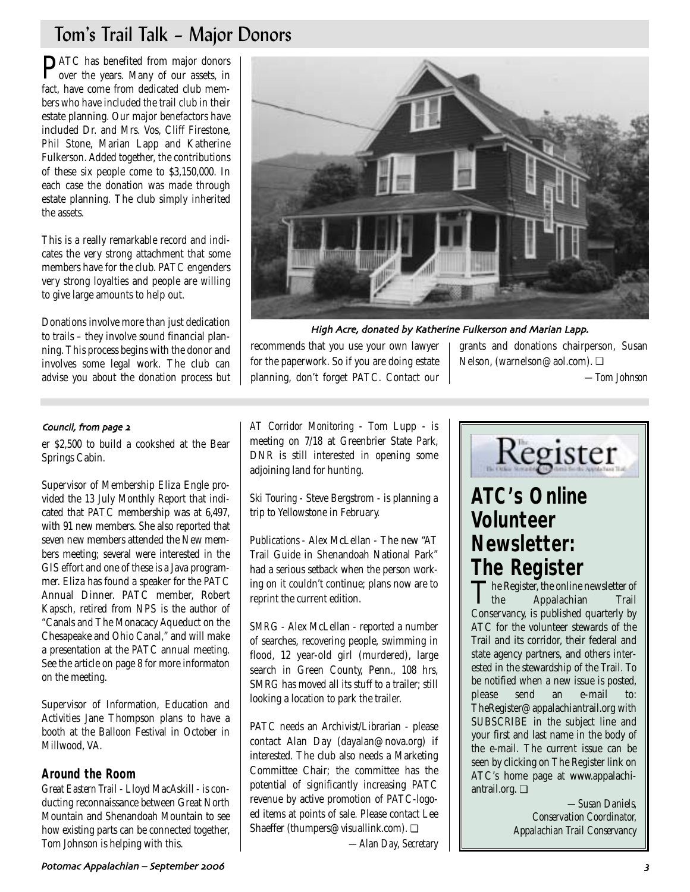## Tom's Trail Talk – Major Donors

PATC has benefited from major donors over the years. Many of our assets, in fact, have come from dedicated club members who have included the trail club in their estate planning. Our major benefactors have included Dr. and Mrs. Vos, Cliff Firestone, Phil Stone, Marian Lapp and Katherine Fulkerson. Added together, the contributions of these six people come to $3,150,000. In each case the donation was made through estate planning. The club simply inherited the assets.

This is a really remarkable record and indicates the very strong attachment that some members have for the club. PATC engenders very strong loyalties and people are willing to give large amounts to help out.

Donations involve more than just dedication to trails – they involve sound financial planning. This process begins with the donor and involves some legal work. The club can advise you about the donation process but recommends that you use your own lawyer for the paperwork. So if you are doing estate planning, don't forget PATC. Contact our grants and donations chairperson, Susan Nelson, (warnelson@aol.com). ❑

*—Tom Johnson*

*High Acre, donated by Katherine Fulkerson and Marian Lapp.*

*Council, from page 2*

er $2,500 to build a cookshed at the Bear Springs Cabin.

Supervisor of Membership Eliza Engle provided the 13 July Monthly Report that indicated that PATC membership was at 6,497, with 91 new members. She also reported that seven new members attended the New members meeting; several were interested in the GIS effort and one of these is a Java programmer. Eliza has found a speaker for the PATC Annual Dinner. PATC member, Robert Kapsch, retired from NPS is the author of "Canals and The Monacacy Aqueduct on the Chesapeake and Ohio Canal," and will make a presentation at the PATC annual meeting. See the article on page 8 for more informaton on the meeting.

Supervisor of Information, Education and Activities Jane Thompson plans to have a booth at the Balloon Festival in October in Millwood, VA.

### Around the Room

Great Eastern Trail - Lloyd MacAskill - is conducting reconnaissance between Great North Mountain and Shenandoah Mountain to see how existing parts can be connected together, Tom Johnson is helping with this.

AT Corridor Monitoring - Tom Lupp - is meeting on 7/18 at Greenbrier State Park, DNR is still interested in opening some adjoining land for hunting.

Ski Touring - Steve Bergstrom - is planning a trip to Yellowstone in February.

Publications - Alex McLellan - The new "AT Trail Guide in Shenandoah National Park" had a serious setback when the person working on it couldn't continue; plans now are to reprint the current edition.

SMRG - Alex McLellan - reported a number of searches, recovering people, swimming in flood, 12 year-old girl (murdered), large search in Green County, Penn., 108 hrs, SMRG has moved all its stuff to a trailer; still looking a location to park the trailer.

PATC needs an Archivist/Librarian - please contact Alan Day (dayalan@nova.org) if interested. The club also needs a Marketing Committee Chair; the committee has the potential of significantly increasing PATC revenue by active promotion of PATC-logoed items at points of sale. Please contact Lee Shaeffer (thumpers@visuallink.com). ❑

*—Alan Day, Secretary*

## ATC's Online Volunteer Newsletter: The Register

The Register, the online newsletter of the Appalachian Trail Conservancy, is published quarterly by ATC for the volunteer stewards of the Trail and its corridor, their federal and state agency partners, and others interested in the stewardship of the Trail. To be notified when a new issue is posted, please send an e-mail to: TheRegister@appalachiantrail.org with SUBSCRIBE in the subject line and your first and last name in the body of the e-mail. The current issue can be seen by clicking on The Register link on ATC's home page at www.appalachiantrail.org. ❑

*—Susan Daniels, Conservation Coordinator, Appalachian Trail Conservancy*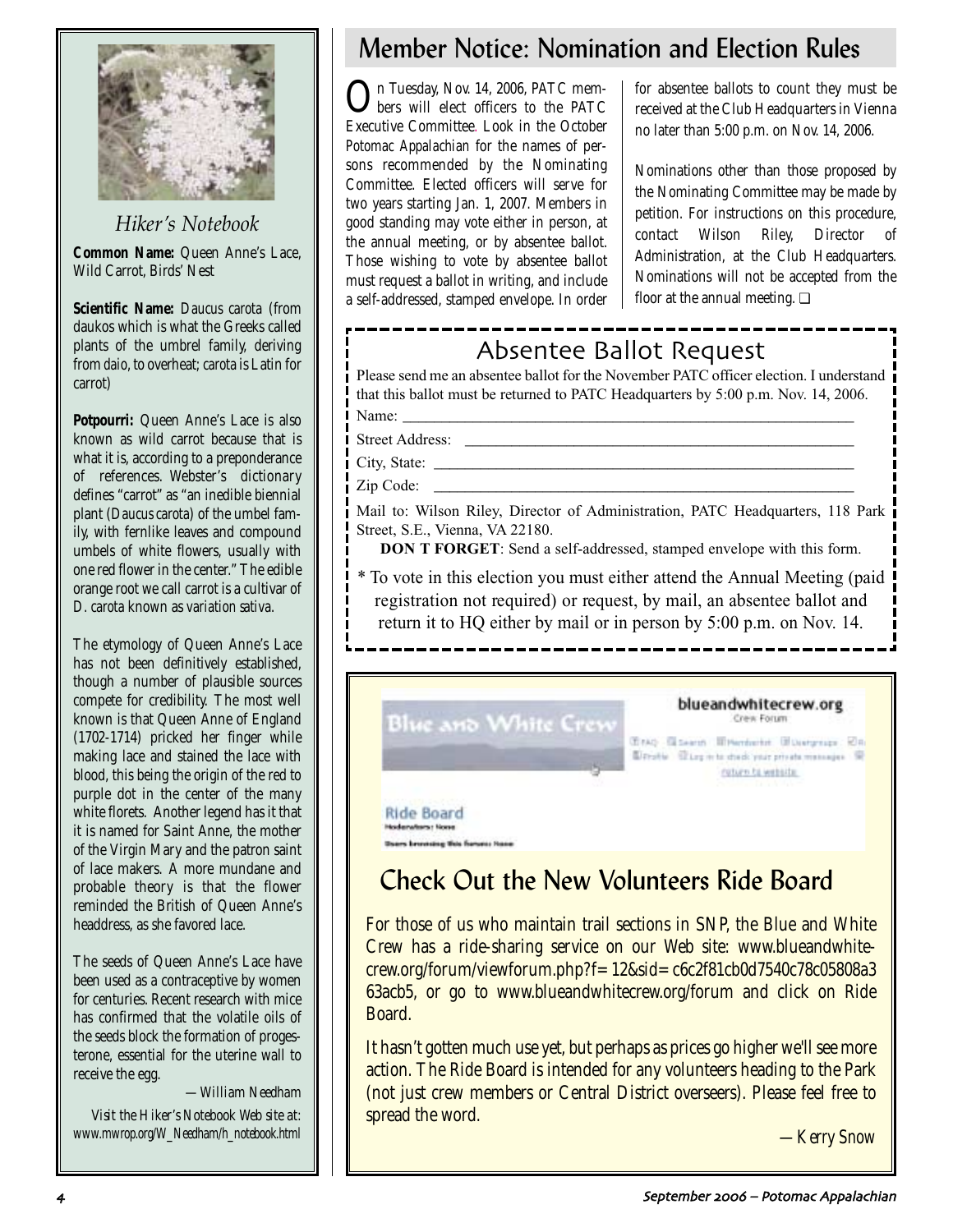## Hiker's Notebook

**Common Name:** Queen Anne's Lace, Wild Carrot, Birds' Nest

**Scientific Name:** *Daucus carota* (from daukos which is what the Greeks called plants of the umbrel family, deriving from daio, to overheat; carota is Latin for carrot)

**Potpourri:** Queen Anne's Lace is also known as wild carrot because that is what it is, according to a preponderance of references. Webster's dictionary defines "carrot" as "an inedible biennial plant (*Daucus carota*) of the umbel family, with fernlike leaves and compound umbels of white flowers, usually with one red flower in the center." The edible orange root we call carrot is a cultivar of *D. carota* known as *variation sativa*.

The etymology of Queen Anne's Lace has not been definitively established, though a number of plausible sources compete for credibility. The most well known is that Queen Anne of England (1702-1714) pricked her finger while making lace and stained the lace with blood, this being the origin of the red to purple dot in the center of the many white florets. Another legend has it that it is named for Saint Anne, the mother of the Virgin Mary and the patron saint of lace makers. A more mundane and probable theory is that the flower reminded the British of Queen Anne's headdress, as she favored lace.

The seeds of Queen Anne's Lace have been used as a contraceptive by women for centuries. Recent research with mice has confirmed that the volatile oils of the seeds block the formation of progesterone, essential for the uterine wall to receive the egg.

—William Needham

*Visit the Hiker's Notebook Web site at: www.mwrop.org/W_Needham/h_notebook.html*

# Member Notice: Nomination and Election Rules

On Tuesday, Nov. 14, 2006, PATC members will elect officers to the PATC Executive Committee. Look in the October *Potomac Appalachian* for the names of persons recommended by the Nominating Committee. Elected officers will serve for two years starting Jan. 1, 2007. Members in good standing may vote either in person, at the annual meeting, or by absentee ballot. Those wishing to vote by absentee ballot must request a ballot in writing, and include a self-addressed, stamped envelope. In order for absentee ballots to count they must be received at the Club Headquarters in Vienna no later than 5:00 p.m. on Nov. 14, 2006.

Nominations other than those proposed by the Nominating Committee may be made by petition. For instructions on this procedure, contact Wilson Riley, Director of Administration, at the Club Headquarters. Nominations will not be accepted from the floor at the annual meeting. ❑

## Absentee Ballot Request

Please send me an absentee ballot for the November PATC officer election. I understand that this ballot must be returned to PATC Headquarters by 5:00 p.m. Nov. 14, 2006.

Name: ____________________________________________

Street Address: ____________________________________________

City, State: ____________________________________________

Zip Code: ____________________________________________

Mail to: Wilson Riley, Director of Administration, PATC Headquarters, 118 Park Street, S.E., Vienna, VA 22180.

**DON T FORGET**: Send a self-addressed, stamped envelope with this form.

\* To vote in this election you must either attend the Annual Meeting (paid registration not required) or request, by mail, an absentee ballot and return it to HQ either by mail or in person by 5:00 p.m. on Nov. 14.

## Check Out the New Volunteers Ride Board

For those of us who maintain trail sections in SNP, the Blue and White Crew has a ride-sharing service on our Web site: www.blueandwhitecrew.org/forum/viewforum.php?f=12&sid=c6c2f81cb0d7540c78c05808a363acb5, or go to www.blueandwhitecrew.org/forum and click on Ride Board.

It hasn't gotten much use yet, but perhaps as prices go higher we'll see more action. The Ride Board is intended for any volunteers heading to the Park (not just crew members or Central District overseers). Please feel free to spread the word.

—Kerry Snow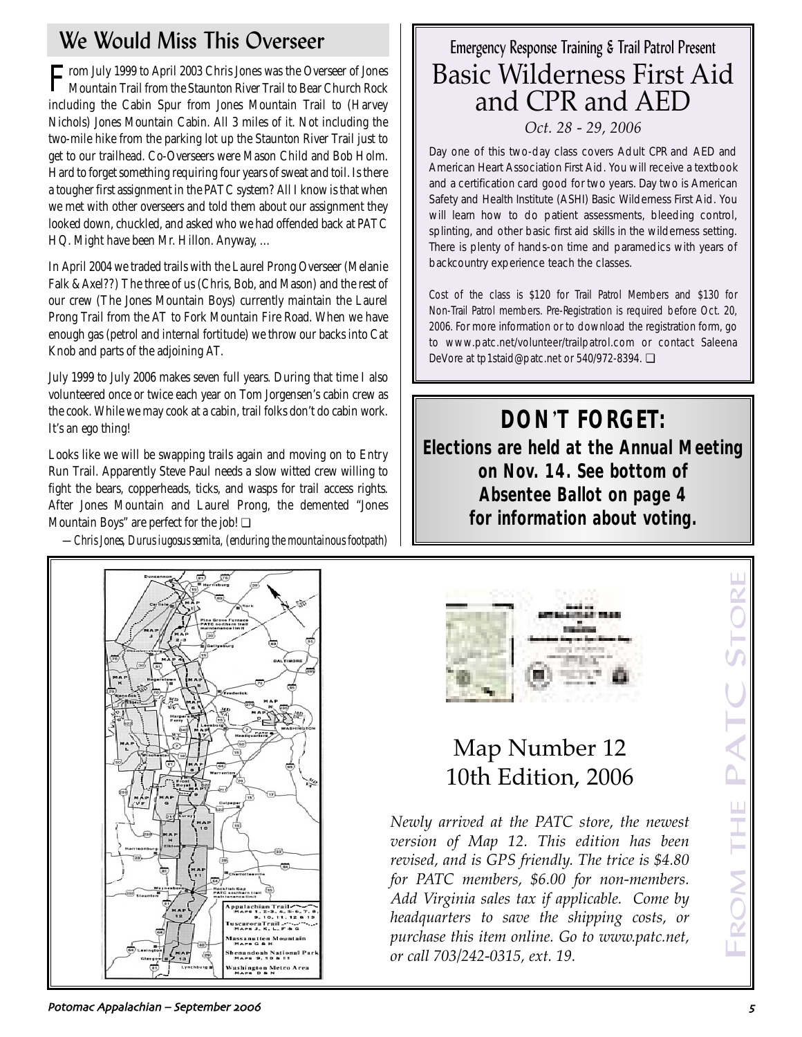## We Would Miss This Overseer

From July 1999 to April 2003 Chris Jones was the Overseer of Jones Mountain Trail from the Staunton River Trail to Bear Church Rock including the Cabin Spur from Jones Mountain Trail to (Harvey Nichols) Jones Mountain Cabin. All 3 miles of it. Not including the two-mile hike from the parking lot up the Staunton River Trail just to get to our trailhead. Co-Overseers were Mason Child and Bob Holm. Hard to forget something requiring four years of sweat and toil. Is there a tougher first assignment in the PATC system? All I know is that when we met with other overseers and told them about our assignment they looked down, chuckled, and asked who we had offended back at PATC HQ. Might have been Mr. Hillon. Anyway, …

In April 2004 we traded trails with the Laurel Prong Overseer (Melanie Falk & Axel??) The three of us (Chris, Bob, and Mason) and the rest of our crew (The Jones Mountain Boys) currently maintain the Laurel Prong Trail from the AT to Fork Mountain Fire Road. When we have enough gas (petrol and internal fortitude) we throw our backs into Cat Knob and parts of the adjoining AT.

July 1999 to July 2006 makes seven full years. During that time I also volunteered once or twice each year on Tom Jorgensen's cabin crew as the cook. While we may cook at a cabin, trail folks don't do cabin work. It's an ego thing!

Looks like we will be swapping trails again and moving on to Entry Run Trail. Apparently Steve Paul needs a slow witted crew willing to fight the bears, copperheads, ticks, and wasps for trail access rights. After Jones Mountain and Laurel Prong, the demented "Jones Mountain Boys" are perfect for the job! ❑

*—Chris Jones, Durus iugosus semita, (enduring the mountainous footpath)*

Emergency Response Training & Trail Patrol Present

## Basic Wilderness First Aid and CPR and AED

*Oct. 28 - 29, 2006*

Day one of this two-day class covers Adult CPR and AED and American Heart Association First Aid. You will receive a textbook and a certification card good for two years. Day two is American Safety and Health Institute (ASHI) Basic Wilderness First Aid. You will learn how to do patient assessments, bleeding control, splinting, and other basic first aid skills in the wilderness setting. There is plenty of hands-on time and paramedics with years of backcountry experience teach the classes.

Cost of the class is $120 for Trail Patrol Members and $130 for Non-Trail Patrol members. Pre-Registration is required before Oct. 20, 2006. For more information or to download the registration form, go to www.patc.net/volunteer/trailpatrol.com or contact Saleena DeVore at tp1staid@patc.net or 540/972-8394. ❑

## DON'T FORGET:

**Elections are held at the Annual Meeting on Nov. 14. See bottom of Absentee Ballot on page 4 for information about voting.**

From the PATC Store

## Map Number 12 10th Edition, 2006

*Newly arrived at the PATC store, the newest version of Map 12. This edition has been revised, and is GPS friendly. The trice is $4.80 for PATC members, $6.00 for non-members. Add Virginia sales tax if applicable. Come by headquarters to save the shipping costs, or purchase this item online. Go to www.patc.net, or call 703/242-0315, ext. 19.*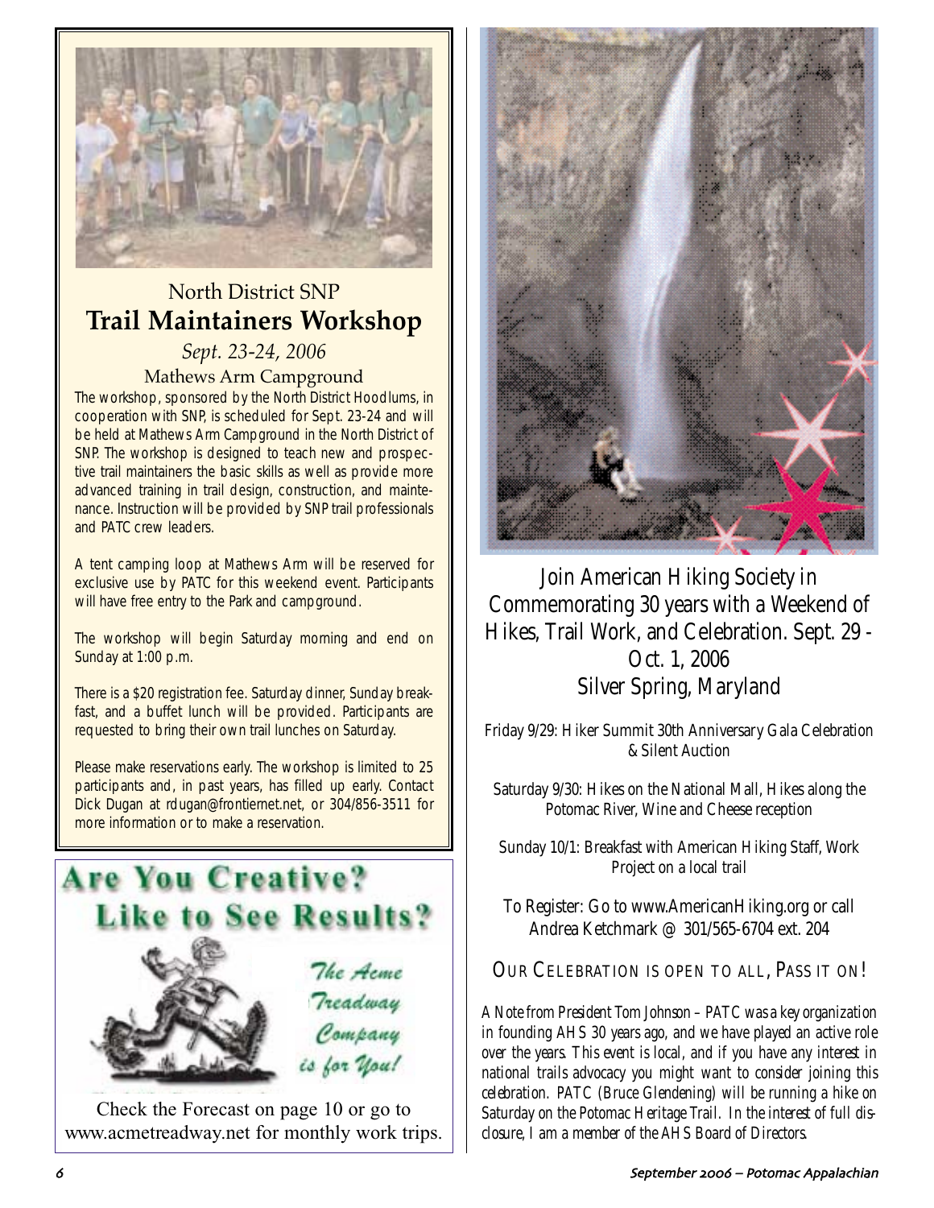North District SNP

## Trail Maintainers Workshop

*Sept. 23-24, 2006*

Mathews Arm Campground

The workshop, sponsored by the North District Hoodlums, in cooperation with SNP, is scheduled for Sept. 23-24 and will be held at Mathews Arm Campground in the North District of SNP. The workshop is designed to teach new and prospective trail maintainers the basic skills as well as provide more advanced training in trail design, construction, and maintenance. Instruction will be provided by SNP trail professionals and PATC crew leaders.

A tent camping loop at Mathews Arm will be reserved for exclusive use by PATC for this weekend event. Participants will have free entry to the Park and campground.

The workshop will begin Saturday morning and end on Sunday at 1:00 p.m.

There is a $20 registration fee. Saturday dinner, Sunday breakfast, and a buffet lunch will be provided. Participants are requested to bring their own trail lunches on Saturday.

Please make reservations early. The workshop is limited to 25 participants and, in past years, has filled up early. Contact Dick Dugan at rdugan@frontiernet.net, or 304/856-3511 for more information or to make a reservation.

## Are You Creative? Like to See Results?

*The Acme Treadway Company is for You!*

Check the Forecast on page 10 or go to www.acmetreadway.net for monthly work trips.

## Join American Hiking Society in Commemorating 30 years with a Weekend of Hikes, Trail Work, and Celebration. Sept. 29 - Oct. 1, 2006 Silver Spring, Maryland

Friday 9/29: Hiker Summit 30th Anniversary Gala Celebration & Silent Auction

Saturday 9/30: Hikes on the National Mall, Hikes along the Potomac River, Wine and Cheese reception

Sunday 10/1: Breakfast with American Hiking Staff, Work Project on a local trail

To Register: Go to www.AmericanHiking.org or call Andrea Ketchmark @ 301/565-6704 ext. 204

OUR CELEBRATION IS OPEN TO ALL, PASS IT ON!

*A Note from President Tom Johnson – PATC was a key organization in founding AHS 30 years ago, and we have played an active role over the years. This event is local, and if you have any interest in national trails advocacy you might want to consider joining this celebration. PATC (Bruce Glendening) will be running a hike on Saturday on the Potomac Heritage Trail. In the interest of full disclosure, I am a member of the AHS Board of Directors.*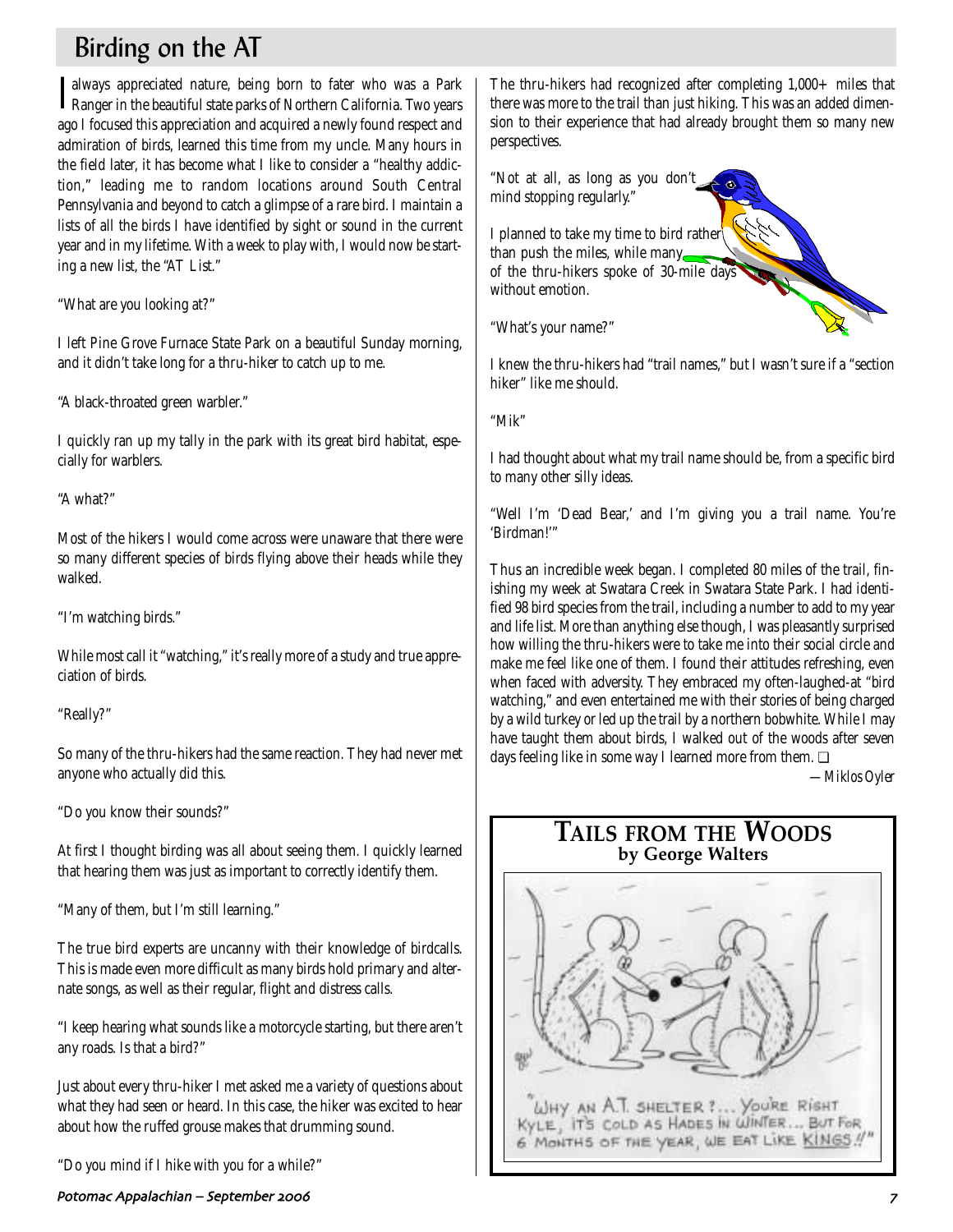# Birding on the AT

I always appreciated nature, being born to fater who was a Park Ranger in the beautiful state parks of Northern California. Two years ago I focused this appreciation and acquired a newly found respect and admiration of birds, learned this time from my uncle. Many hours in the field later, it has become what I like to consider a "healthy addiction," leading me to random locations around South Central Pennsylvania and beyond to catch a glimpse of a rare bird. I maintain a lists of all the birds I have identified by sight or sound in the current year and in my lifetime. With a week to play with, I would now be starting a new list, the "AT List."

"What are you looking at?"

I left Pine Grove Furnace State Park on a beautiful Sunday morning, and it didn't take long for a thru-hiker to catch up to me.

"A black-throated green warbler."

I quickly ran up my tally in the park with its great bird habitat, especially for warblers.

"A what?"

Most of the hikers I would come across were unaware that there were so many different species of birds flying above their heads while they walked.

"I'm watching birds."

While most call it "watching," it's really more of a study and true appreciation of birds.

"Really?"

So many of the thru-hikers had the same reaction. They had never met anyone who actually did this.

"Do you know their sounds?"

At first I thought birding was all about seeing them. I quickly learned that hearing them was just as important to correctly identify them.

"Many of them, but I'm still learning."

The true bird experts are uncanny with their knowledge of birdcalls. This is made even more difficult as many birds hold primary and alternate songs, as well as their regular, flight and distress calls.

"I keep hearing what sounds like a motorcycle starting, but there aren't any roads. Is that a bird?"

Just about every thru-hiker I met asked me a variety of questions about what they had seen or heard. In this case, the hiker was excited to hear about how the ruffed grouse makes that drumming sound.

"Do you mind if I hike with you for a while?"

The thru-hikers had recognized after completing 1,000+ miles that there was more to the trail than just hiking. This was an added dimension to their experience that had already brought them so many new perspectives.

"Not at all, as long as you don't mind stopping regularly."

I planned to take my time to bird rather than push the miles, while many of the thru-hikers spoke of 30-mile days without emotion.

"What's your name?"

I knew the thru-hikers had "trail names," but I wasn't sure if a "section hiker" like me should.

"Mik"

I had thought about what my trail name should be, from a specific bird to many other silly ideas.

"Well I'm 'Dead Bear,' and I'm giving you a trail name. You're 'Birdman!'"

Thus an incredible week began. I completed 80 miles of the trail, finishing my week at Swatara Creek in Swatara State Park. I had identified 98 bird species from the trail, including a number to add to my year and life list. More than anything else though, I was pleasantly surprised how willing the thru-hikers were to take me into their social circle and make me feel like one of them. I found their attitudes refreshing, even when faced with adversity. They embraced my often-laughed-at "bird watching," and even entertained me with their stories of being charged by a wild turkey or led up the trail by a northern bobwhite. While I may have taught them about birds, I walked out of the woods after seven days feeling like in some way I learned more from them. ❑

*—Miklos Oyler*

## TAILS FROM THE WOODS
**by George Walters**

"WHY AN A.T. SHELTER?... YOU'RE RIGHT KYLE, IT'S COLD AS HADES IN WINTER... BUT FOR 6 MONTHS OF THE YEAR, WE EAT LIKE KINGS!!"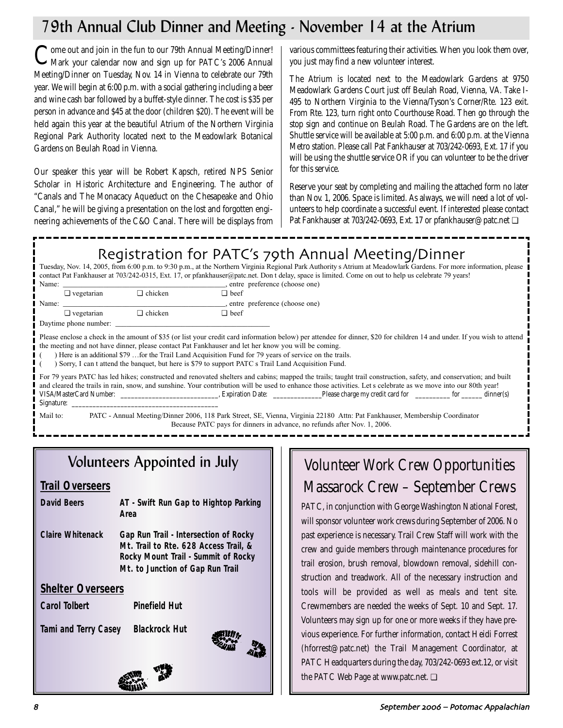## 79th Annual Club Dinner and Meeting - November 14 at the Atrium

Come out and join in the fun to our 79th Annual Meeting/Dinner! Mark your calendar now and sign up for PATC's 2006 Annual Meeting/Dinner on Tuesday, Nov. 14 in Vienna to celebrate our 79th year. We will begin at 6:00 p.m. with a social gathering including a beer and wine cash bar followed by a buffet-style dinner. The cost is $35 per person in advance and $45 at the door (children $20). The event will be held again this year at the beautiful Atrium of the Northern Virginia Regional Park Authority located next to the Meadowlark Botanical Gardens on Beulah Road in Vienna.

Our speaker this year will be Robert Kapsch, retired NPS Senior Scholar in Historic Architecture and Engineering. The author of "Canals and The Monacacy Aqueduct on the Chesapeake and Ohio Canal," he will be giving a presentation on the lost and forgotten engineering achievements of the C&O Canal. There will be displays from various committees featuring their activities. When you look them over, you just may find a new volunteer interest.

The Atrium is located next to the Meadowlark Gardens at 9750 Meadowlark Gardens Court just off Beulah Road, Vienna, VA. Take I-495 to Northern Virginia to the Vienna/Tyson's Corner/Rte. 123 exit. From Rte. 123, turn right onto Courthouse Road. Then go through the stop sign and continue on Beulah Road. The Gardens are on the left. Shuttle service will be available at 5:00 p.m. and 6:00 p.m. at the Vienna Metro station. Please call Pat Fankhauser at 703/242-0693, Ext. 17 if you will be using the shuttle service OR if you can volunteer to be the driver for this service.

Reserve your seat by completing and mailing the attached form no later than Nov. 1, 2006. Space is limited. As always, we will need a lot of volunteers to help coordinate a successful event. If interested please contact Pat Fankhauser at 703/242-0693, Ext. 17 or pfankhauser@patc.net ❑

---

## Registration for PATC's 79th Annual Meeting/Dinner

Tuesday, Nov. 14, 2005, from 6:00 p.m. to 9:30 p.m., at the Northern Virginia Regional Park Authority s Atrium at Meadowlark Gardens. For more information, please contact Pat Fankhauser at 703/242-0315, Ext. 17, or pfankhauser@patc.net. Don t delay, space is limited. Come on out to help us celebrate 79 years!

Name: ______________________________________, entre preference (choose one)

❑ vegetarian ❑ chicken ❑ beef

Name: ______________________________________, entre preference (choose one)

❑ vegetarian ❑ chicken ❑ beef

Daytime phone number: ______________________________________

Please enclose a check in the amount of $35 (or list your credit card information below) per attendee for dinner, $20 for children 14 and under. If you wish to attend the meeting and not have dinner, please contact Pat Fankhauser and let her know you will be coming.

( ) Here is an additional $79 …for the Trail Land Acquisition Fund for 79 years of service on the trails.

( ) Sorry, I can t attend the banquet, but here is $79 to support PATC s Trail Land Acquisition Fund.

For 79 years PATC has led hikes; constructed and renovated shelters and cabins; mapped the trails; taught trail construction, safety, and conservation; and built and cleared the trails in rain, snow, and sunshine. Your contribution will be used to enhance those activities. Let s celebrate as we move into our 80th year!

VISA/MasterCard Number: ____________________________, Expiration Date: _____________Please charge my credit card for _________ for ______ dinner(s)

Signature: ______________________________________

Mail to: PATC - Annual Meeting/Dinner 2006, 118 Park Street, SE, Vienna, Virginia 22180 Attn: Pat Fankhauser, Membership Coordinator

Because PATC pays for dinners in advance, no refunds after Nov. 1, 2006.

---

## Volunteers Appointed in July

### Trail Overseers

**David Beers** — **AT - Swift Run Gap to Hightop Parking Area**

**Claire Whitenack** — **Gap Run Trail - Intersection of Rocky Mt. Trail to Rte. 628 Access Trail, & Rocky Mount Trail - Summit of Rocky Mt. to Junction of Gap Run Trail**

### Shelter Overseers

**Carol Tolbert** — **Pinefield Hut**

**Tami and Terry Casey** — **Blackrock Hut**

## Volunteer Work Crew Opportunities

## Massarock Crew – September Crews

PATC, in conjunction with George Washington National Forest, will sponsor volunteer work crews during September of 2006. No past experience is necessary. Trail Crew Staff will work with the crew and guide members through maintenance procedures for trail erosion, brush removal, blowdown removal, sidehill construction and treadwork. All of the necessary instruction and tools will be provided as well as meals and tent site. Crewmembers are needed the weeks of Sept. 10 and Sept. 17. Volunteers may sign up for one or more weeks if they have previous experience. For further information, contact Heidi Forrest (hforrest@patc.net) the Trail Management Coordinator, at PATC Headquarters during the day, 703/242-0693 ext.12, or visit the PATC Web Page at www.patc.net. ❑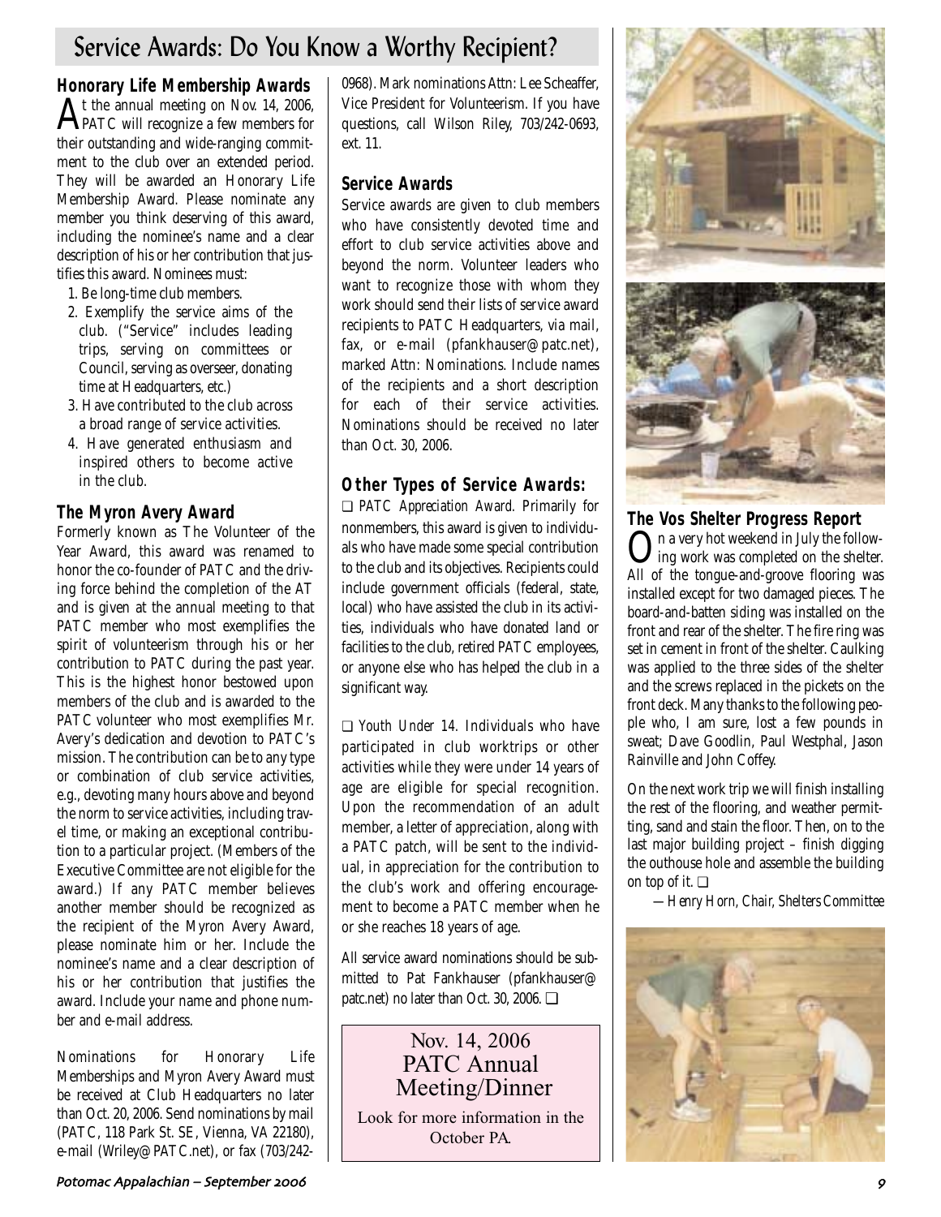# Service Awards: Do You Know a Worthy Recipient?

### Honorary Life Membership Awards

At the annual meeting on Nov. 14, 2006, PATC will recognize a few members for their outstanding and wide-ranging commitment to the club over an extended period. They will be awarded an Honorary Life Membership Award. Please nominate any member you think deserving of this award, including the nominee's name and a clear description of his or her contribution that justifies this award. Nominees must:

1. Be long-time club members.
2. Exemplify the service aims of the club. ("Service" includes leading trips, serving on committees or Council, serving as overseer, donating time at Headquarters, etc.)
3. Have contributed to the club across a broad range of service activities.
4. Have generated enthusiasm and inspired others to become active in the club.

### The Myron Avery Award

Formerly known as The Volunteer of the Year Award, this award was renamed to honor the co-founder of PATC and the driving force behind the completion of the AT and is given at the annual meeting to that PATC member who most exemplifies the spirit of volunteerism through his or her contribution to PATC during the past year. This is the highest honor bestowed upon members of the club and is awarded to the PATC volunteer who most exemplifies Mr. Avery's dedication and devotion to PATC's mission. The contribution can be to any type or combination of club service activities, e.g., devoting many hours above and beyond the norm to service activities, including travel time, or making an exceptional contribution to a particular project. (Members of the Executive Committee are not eligible for the award.) If any PATC member believes another member should be recognized as the recipient of the Myron Avery Award, please nominate him or her. Include the nominee's name and a clear description of his or her contribution that justifies the award. Include your name and phone number and e-mail address.

Nominations for Honorary Life Memberships and Myron Avery Award must be received at Club Headquarters no later than Oct. 20, 2006. Send nominations by mail (PATC, 118 Park St. SE, Vienna, VA 22180), e-mail (Wriley@PATC.net), or fax (703/242-0968). Mark nominations Attn: Lee Scheaffer, Vice President for Volunteerism. If you have questions, call Wilson Riley, 703/242-0693, ext. 11.

### Service Awards

Service awards are given to club members who have consistently devoted time and effort to club service activities above and beyond the norm. Volunteer leaders who want to recognize those with whom they work should send their lists of service award recipients to PATC Headquarters, via mail, fax, or e-mail (pfankhauser@patc.net), marked Attn: Nominations. Include names of the recipients and a short description for each of their service activities. Nominations should be received no later than Oct. 30, 2006.

### Other Types of Service Awards:

❑ *PATC Appreciation Award.* Primarily for nonmembers, this award is given to individuals who have made some special contribution to the club and its objectives. Recipients could include government officials (federal, state, local) who have assisted the club in its activities, individuals who have donated land or facilities to the club, retired PATC employees, or anyone else who has helped the club in a significant way.

❑ *Youth Under 14.* Individuals who have participated in club worktrips or other activities while they were under 14 years of age are eligible for special recognition. Upon the recommendation of an adult member, a letter of appreciation, along with a PATC patch, will be sent to the individual, in appreciation for the contribution to the club's work and offering encouragement to become a PATC member when he or she reaches 18 years of age.

All service award nominations should be submitted to Pat Fankhauser (pfankhauser@patc.net) no later than Oct. 30, 2006. ❑

> Nov. 14, 2006
> PATC Annual Meeting/Dinner
>
> Look for more information in the October PA.

### The Vos Shelter Progress Report

On a very hot weekend in July the following work was completed on the shelter. All of the tongue-and-groove flooring was installed except for two damaged pieces. The board-and-batten siding was installed on the front and rear of the shelter. The fire ring was set in cement in front of the shelter. Caulking was applied to the three sides of the shelter and the screws replaced in the pickets on the front deck. Many thanks to the following people who, I am sure, lost a few pounds in sweat; Dave Goodlin, Paul Westphal, Jason Rainville and John Coffey.

On the next work trip we will finish installing the rest of the flooring, and weather permitting, sand and stain the floor. Then, on to the last major building project – finish digging the outhouse hole and assemble the building on top of it. ❑

*—Henry Horn, Chair, Shelters Committee*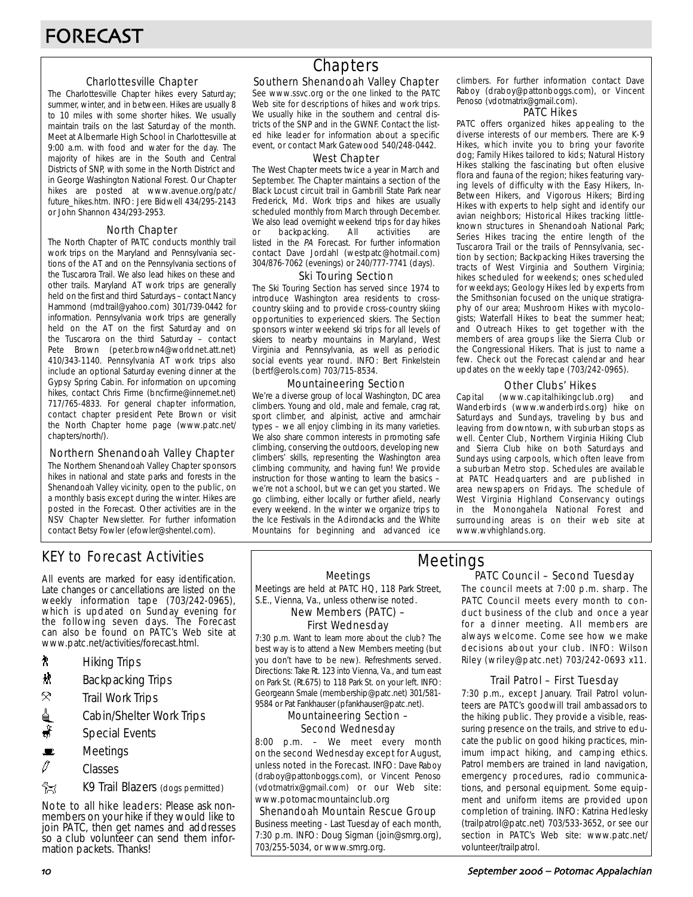# FORECAST

## Chapters

### Charlottesville Chapter

The Charlottesville Chapter hikes every Saturday; summer, winter, and in between. Hikes are usually 8 to 10 miles with some shorter hikes. We usually maintain trails on the last Saturday of the month. Meet at Albermarle High School in Charlottesville at 9:00 a.m. with food and water for the day. The majority of hikes are in the South and Central Districts of SNP, with some in the North District and in George Washington National Forest. Our Chapter hikes are posted at www.avenue.org/patc/future_hikes.htm. INFO: Jere Bidwell 434/295-2143 or John Shannon 434/293-2953.

### North Chapter

The North Chapter of PATC conducts monthly trail work trips on the Maryland and Pennsylvania sections of the AT and on the Pennsylvania sections of the Tuscarora Trail. We also lead hikes on these and other trails. Maryland AT work trips are generally held on the first and third Saturdays – contact Nancy Hammond (mdtrail@yahoo.com) 301/739-0442 for information. Pennsylvania work trips are generally held on the AT on the first Saturday and on the Tuscarora on the third Saturday – contact Pete Brown (peter.brown4@worldnet.att.net) 410/343-1140. Pennsylvania AT work trips also include an optional Saturday evening dinner at the Gypsy Spring Cabin. For information on upcoming hikes, contact Chris Firme (bncfirme@innernet.net) 717/765-4833. For general chapter information, contact chapter president Pete Brown or visit the North Chapter home page (www.patc.net/chapters/north/).

### Northern Shenandoah Valley Chapter

The Northern Shenandoah Valley Chapter sponsors hikes in national and state parks and forests in the Shenandoah Valley vicinity, open to the public, on a monthly basis except during the winter. Hikes are posted in the Forecast. Other activities are in the NSV Chapter Newsletter. For further information contact Betsy Fowler (efowler@shentel.com).

### Southern Shenandoah Valley Chapter

See www.ssvc.org or the one linked to the PATC Web site for descriptions of hikes and work trips. We usually hike in the southern and central districts of the SNP and in the GWNF. Contact the listed hike leader for information about a specific event, or contact Mark Gatewood 540/248-0442.

### West Chapter

The West Chapter meets twice a year in March and September. The Chapter maintains a section of the Black Locust circuit trail in Gambrill State Park near Frederick, Md. Work trips and hikes are usually scheduled monthly from March through December. We also lead overnight weekend trips for day hikes or backpacking. All activities are listed in the *PA* Forecast. For further information contact Dave Jordahl (westpatc@hotmail.com) 304/876-7062 (evenings) or 240/777-7741 (days).

### Ski Touring Section

The Ski Touring Section has served since 1974 to introduce Washington area residents to cross-country skiing and to provide cross-country skiing opportunities to experienced skiers. The Section sponsors winter weekend ski trips for all levels of skiers to nearby mountains in Maryland, West Virginia and Pennsylvania, as well as periodic social events year round. INFO: Bert Finkelstein (bertf@erols.com) 703/715-8534.

### Mountaineering Section

We're a diverse group of local Washington, DC area climbers. Young and old, male and female, crag rat, sport climber, and alpinist, active and armchair types – we all enjoy climbing in its many varieties. We also share common interests in promoting safe climbing, conserving the outdoors, developing new climbers' skills, representing the Washington area climbing community, and having fun! We provide instruction for those wanting to learn the basics – we're not a school, but we can get you started. We go climbing, either locally or further afield, nearly every weekend. In the winter we organize trips to the Ice Festivals in the Adirondacks and the White Mountains for beginning and advanced ice climbers. For further information contact Dave Raboy (draboy@pattonboggs.com), or Vincent Penoso (vdotmatrix@gmail.com).

### PATC Hikes

PATC offers organized hikes appealing to the diverse interests of our members. There are K-9 Hikes, which invite you to bring your favorite dog; Family Hikes tailored to kids; Natural History Hikes stalking the fascinating but often elusive flora and fauna of the region; hikes featuring varying levels of difficulty with the Easy Hikers, In-Between Hikers, and Vigorous Hikers; Birding Hikes with experts to help sight and identify our avian neighbors; Historical Hikes tracking little-known structures in Shenandoah National Park; Series Hikes tracing the entire length of the Tuscarora Trail or the trails of Pennsylvania, section by section; Backpacking Hikes traversing the tracts of West Virginia and Southern Virginia; hikes scheduled for weekends; ones scheduled for weekdays; Geology Hikes led by experts from the Smithsonian focused on the unique stratigraphy of our area; Mushroom Hikes with mycologists; Waterfall Hikes to beat the summer heat; and Outreach Hikes to get together with the members of area groups like the Sierra Club or the Congressional Hikers. That is just to name a few. Check out the Forecast calendar and hear updates on the weekly tape (703/242-0965).

### Other Clubs' Hikes

Capital (www.capitalhikingclub.org) and Wanderbirds (www.wanderbirds.org) hike on Saturdays and Sundays, traveling by bus and leaving from downtown, with suburban stops as well. Center Club, Northern Virginia Hiking Club and Sierra Club hike on both Saturdays and Sundays using carpools, which often leave from a suburban Metro stop. Schedules are available at PATC Headquarters and are published in area newspapers on Fridays. The schedule of West Virginia Highland Conservancy outings in the Monongahela National Forest and surrounding areas is on their web site at www.wvhighlands.org.

## KEY to Forecast Activities

All events are marked for easy identification. Late changes or cancellations are listed on the weekly information tape (703/242-0965), which is updated on Sunday evening for the following seven days. The Forecast can also be found on PATC's Web site at www.patc.net/activities/forecast.html.

- Hiking Trips
- Backpacking Trips
- Trail Work Trips
- Cabin/Shelter Work Trips
- Special Events
- Meetings
- Classes
- K9 Trail Blazers (dogs permitted)

Note to all hike leaders: Please ask non-members on your hike if they would like to join PATC, then get names and addresses so a club volunteer can send them information packets. Thanks!

## Meetings

### Meetings

Meetings are held at PATC HQ, 118 Park Street, S.E., Vienna, Va., unless otherwise noted.

### New Members (PATC) – First Wednesday

7:30 p.m. Want to learn more about the club? The best way is to attend a New Members meeting (but you don't have to be new). Refreshments served. Directions: Take Rt. 123 into Vienna, Va., and turn east on Park St. (Rt.675) to 118 Park St. on your left. INFO: Georgeann Smale (membership@patc.net) 301/581-9584 or Pat Fankhauser (pfankhauser@patc.net).

### Mountaineering Section – Second Wednesday

8:00 p.m. – We meet every month on the second Wednesday except for August, unless noted in the Forecast. INFO: Dave Raboy (draboy@pattonboggs.com), or Vincent Penoso (vdotmatrix@gmail.com) or our Web site: www.potomacmountainclub.org

### Shenandoah Mountain Rescue Group

Business meeting - Last Tuesday of each month, 7:30 p.m. INFO: Doug Sigman (join@smrg.org), 703/255-5034, or www.smrg.org.

### PATC Council – Second Tuesday

The council meets at 7:00 p.m. sharp. The PATC Council meets every month to conduct business of the club and once a year for a dinner meeting. All members are always welcome. Come see how we make decisions about your club. INFO: Wilson Riley (wriley@patc.net) 703/242-0693 x11.

### Trail Patrol – First Tuesday

7:30 p.m., except January. Trail Patrol volunteers are PATC's goodwill trail ambassadors to the hiking public. They provide a visible, reassuring presence on the trails, and strive to educate the public on good hiking practices, minimum impact hiking, and camping ethics. Patrol members are trained in land navigation, emergency procedures, radio communications, and personal equipment. Some equipment and uniform items are provided upon completion of training. INFO: Katrina Hedlesky (trailpatrol@patc.net) 703/533-3652, or see our section in PATC's Web site: www.patc.net/volunteer/trailpatrol.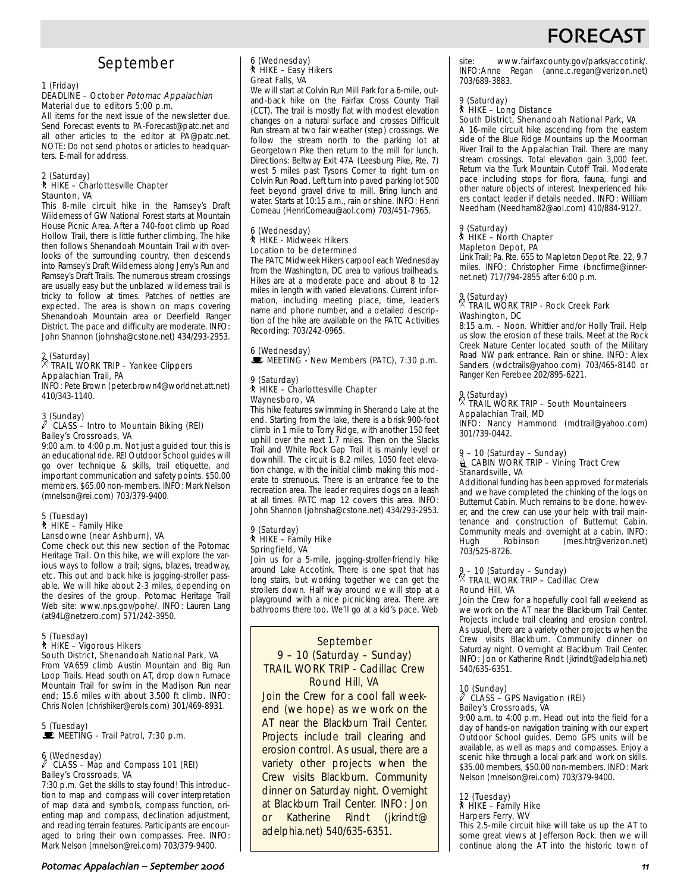# FORECAST

## September

1 (Friday)
DEADLINE – October *Potomac Appalachian*
Material due to editors 5:00 p.m.
All items for the next issue of the newsletter due. Send Forecast events to PA-Forecast@patc.net and all other articles to the editor at PA@patc.net. NOTE: Do not send photos or articles to headquarters. E-mail for address.

2 (Saturday)
HIKE – Charlottesville Chapter
Staunton, VA
This 8-mile circuit hike in the Ramsey's Draft Wilderness of GW National Forest starts at Mountain House Picnic Area. After a 740-foot climb up Road Hollow Trail, there is little further climbing. The hike then follows Shenandoah Mountain Trail with overlooks of the surrounding country, then descends into Ramsey's Draft Wilderness along Jerry's Run and Ramsey's Draft Trails. The numerous stream crossings are usually easy but the unblazed wilderness trail is tricky to follow at times. Patches of nettles are expected. The area is shown on maps covering Shenandoah Mountain area or Deerfield Ranger District. The pace and difficulty are moderate. INFO: John Shannon (johnsha@cstone.net) 434/293-2953.

2 (Saturday)
TRAIL WORK TRIP – Yankee Clippers
Appalachian Trail, PA
INFO: Pete Brown (peter.brown4@worldnet.att.net) 410/343-1140.

3 (Sunday)
CLASS – Intro to Mountain Biking (REI)
Bailey's Crossroads, VA
9:00 a.m. to 4:00 p.m. Not just a guided tour, this is an educational ride. REI Outdoor School guides will go over technique & skills, trail etiquette, and important communication and safety points. $50.00 members, $65.00 non-members. INFO: Mark Nelson (mnelson@rei.com) 703/379-9400.

5 (Tuesday)
HIKE – Family Hike
Lansdowne (near Ashburn), VA
Come check out this new section of the Potomac Heritage Trail. On this hike, we will explore the various ways to follow a trail; signs, blazes, treadway, etc. This out and back hike is jogging-stroller passable. We will hike about 2-3 miles, depending on the desires of the group. Potomac Heritage Trail Web site: www.nps.gov/pohe/. INFO: Lauren Lang (at94L@netzero.com) 571/242-3950.

5 (Tuesday)
HIKE – Vigorous Hikers
South District, Shenandoah National Park, VA
From VA659 climb Austin Mountain and Big Run Loop Trails. Head south on AT, drop down Furnace Mountain Trail for swim in the Madison Run near end; 15.6 miles with about 3,500 ft climb. INFO: Chris Nolen (chrishiker@erols.com) 301/469-8931.

5 (Tuesday)
MEETING - Trail Patrol, 7:30 p.m.

6 (Wednesday)
CLASS – Map and Compass 101 (REI)
Bailey's Crossroads, VA
7:30 p.m. Get the skills to stay found! This introduction to map and compass will cover interpretation of map data and symbols, compass function, orienting map and compass, declination adjustment, and reading terrain features. Participants are encouraged to bring their own compasses. Free. INFO: Mark Nelson (mnelson@rei.com) 703/379-9400.

6 (Wednesday)
HIKE – Easy Hikers
Great Falls, VA
We will start at Colvin Run Mill Park for a 6-mile, out-and-back hike on the Fairfax Cross County Trail (CCT). The trail is mostly flat with modest elevation changes on a natural surface and crosses Difficult Run stream at two fair weather (step) crossings. We follow the stream north to the parking lot at Georgetown Pike then return to the mill for lunch. Directions: Beltway Exit 47A (Leesburg Pike, Rte. 7) west 5 miles past Tysons Corner to right turn on Colvin Run Road. Left turn into paved parking lot 500 feet beyond gravel drive to mill. Bring lunch and water. Starts at 10:15 a.m., rain or shine. INFO: Henri Comeau (HenriComeau@aol.com) 703/451-7965.

6 (Wednesday)
HIKE - Midweek Hikers
Location to be determined
The PATC Midweek Hikers carpool each Wednesday from the Washington, DC area to various trailheads. Hikes are at a moderate pace and about 8 to 12 miles in length with varied elevations. Current information, including meeting place, time, leader's name and phone number, and a detailed description of the hike are available on the PATC Activities Recording: 703/242-0965.

6 (Wednesday)
MEETING - New Members (PATC), 7:30 p.m.

9 (Saturday)
HIKE – Charlottesville Chapter
Waynesboro, VA
This hike features swimming in Sherando Lake at the end. Starting from the lake, there is a brisk 900-foot climb in 1 mile to Torry Ridge, with another 150 feet uphill over the next 1.7 miles. Then on the Slacks Trail and White Rock Gap Trail it is mainly level or downhill. The circuit is 8.2 miles, 1050 feet elevation change, with the initial climb making this moderate to strenuous. There is an entrance fee to the recreation area. The leader requires dogs on a leash at all times. PATC map 12 covers this area. INFO: John Shannon (johnsha@cstone.net) 434/293-2953.

9 (Saturday)
HIKE – Family Hike
Springfield, VA
Join us for a 5-mile, jogging-stroller-friendly hike around Lake Accotink. There is one spot that has long stairs, but working together we can get the strollers down. Half way around we will stop at a playground with a nice picnicking area. There are bathrooms there too. We'll go at a kid's pace. Web site: www.fairfaxcounty.gov/parks/accotink/. INFO: Anne Regan (anne.c.regan@verizon.net) 703/689-3883.

> September
> 9 – 10 (Saturday – Sunday)
> TRAIL WORK TRIP - Cadillac Crew
> Round Hill, VA
> Join the Crew for a cool fall weekend (we hope) as we work on the AT near the Blackburn Trail Center. Projects include trail clearing and erosion control. As usual, there are a variety other projects when the Crew visits Blackburn. Community dinner on Saturday night. Overnight at Blackburn Trail Center. INFO: Jon or Katherine Rindt (jkrindt@adelphia.net) 540/635-6351.

9 (Saturday)
HIKE – Long Distance
South District, Shenandoah National Park, VA
A 16-mile circuit hike ascending from the eastern side of the Blue Ridge Mountains up the Moorman River Trail to the Appalachian Trail. There are many stream crossings. Total elevation gain 3,000 feet. Return via the Turk Mountain Cutoff Trail. Moderate pace including stops for flora, fauna, fungi and other nature objects of interest. Inexperienced hikers contact leader if details needed. INFO: William Needham (Needham82@aol.com) 410/884-9127.

9 (Saturday)
HIKE – North Chapter
Mapleton Depot, PA
Link Trail; Pa. Rte. 655 to Mapleton Depot Rte. 22, 9.7 miles. INFO: Christopher Firme (bncfirme@innernet.net) 717/794-2855 after 6:00 p.m.

9 (Saturday)
TRAIL WORK TRIP - Rock Creek Park
Washington, DC
8:15 a.m. – Noon. Whittier and/or Holly Trail. Help us slow the erosion of these trails. Meet at the Rock Creek Nature Center located south of the Military Road NW park entrance. Rain or shine. INFO: Alex Sanders (wdctrails@yahoo.com) 703/465-8140 or Ranger Ken Ferebee 202/895-6221.

9 (Saturday)
TRAIL WORK TRIP – South Mountaineers
Appalachian Trail, MD
INFO: Nancy Hammond (mdtrail@yahoo.com) 301/739-0442.

9 – 10 (Saturday – Sunday)
CABIN WORK TRIP – Vining Tract Crew
Stanardsville, VA
Additional funding has been approved for materials and we have completed the chinking of the logs on Butternut Cabin. Much remains to be done, however, and the crew can use your help with trail maintenance and construction of Butternut Cabin. Community meals and overnight at a cabin. INFO: Hugh Robinson (mes.htr@verizon.net) 703/525-8726.

9 – 10 (Saturday – Sunday)
TRAIL WORK TRIP – Cadillac Crew
Round Hill, VA
Join the Crew for a hopefully cool fall weekend as we work on the AT near the Blackburn Trail Center. Projects include trail clearing and erosion control. As usual, there are a variety other projects when the Crew visits Blackburn. Community dinner on Saturday night. Overnight at Blackburn Trail Center. INFO: Jon or Katherine Rindt (jkrindt@adelphia.net) 540/635-6351.

10 (Sunday)
CLASS – GPS Navigation (REI)
Bailey's Crossroads, VA
9:00 a.m. to 4:00 p.m. Head out into the field for a day of hands-on navigation training with our expert Outdoor School guides. Demo GPS units will be available, as well as maps and compasses. Enjoy a scenic hike through a local park and work on skills. $35.00 members, $50.00 non-members. INFO: Mark Nelson (mnelson@rei.com) 703/379-9400.

12 (Tuesday)
HIKE – Family Hike
Harpers Ferry, WV
This 2.5-mile circuit hike will take us up the AT to some great views at Jefferson Rock. then we will continue along the AT into the historic town of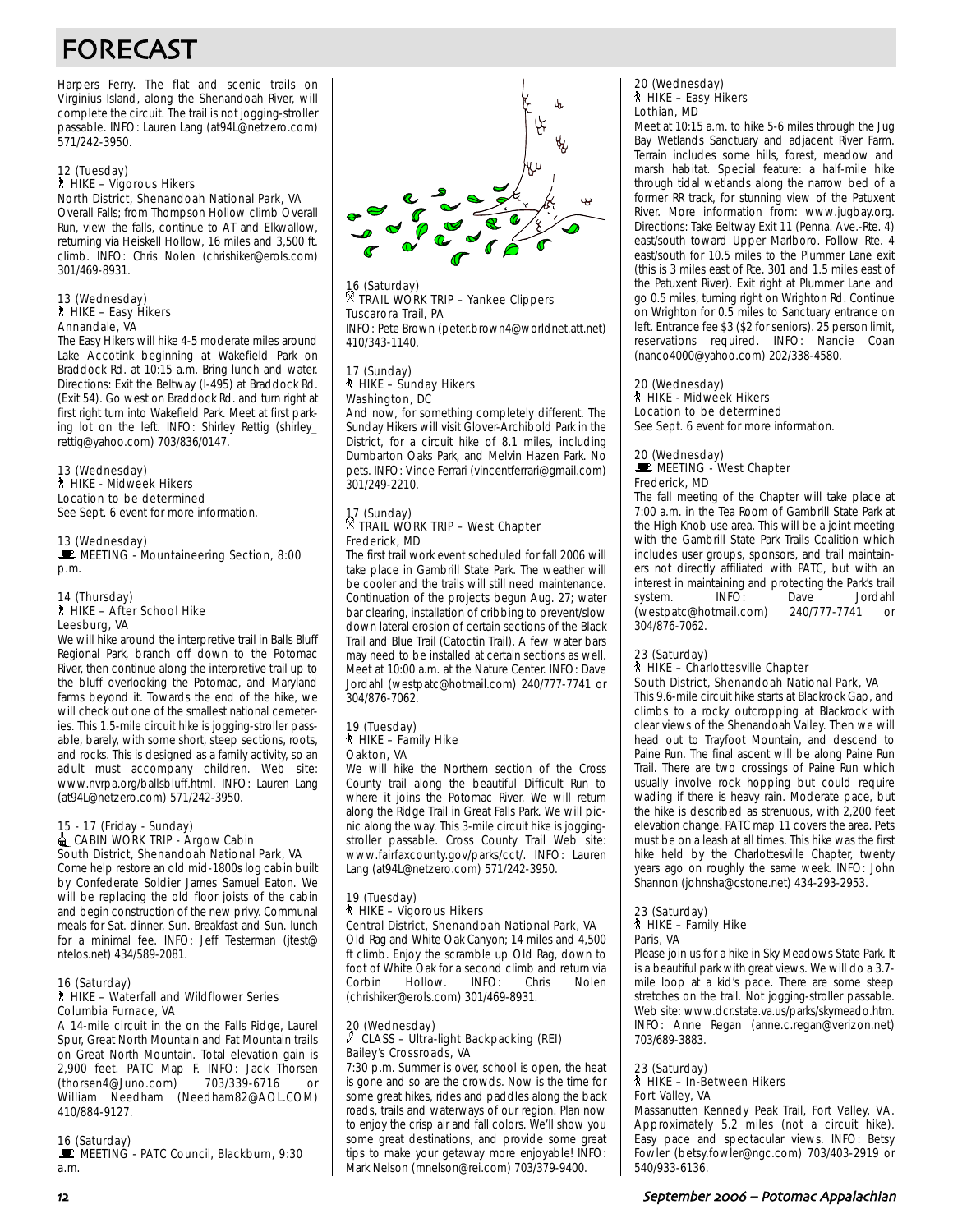# FORECAST

Harpers Ferry. The flat and scenic trails on Virginius Island, along the Shenandoah River, will complete the circuit. The trail is not jogging-stroller passable. INFO: Lauren Lang (at94L@netzero.com) 571/242-3950.

12 (Tuesday)
HIKE – Vigorous Hikers
North District, Shenandoah National Park, VA
Overall Falls; from Thompson Hollow climb Overall Run, view the falls, continue to AT and Elkwallow, returning via Heiskell Hollow, 16 miles and 3,500 ft. climb. INFO: Chris Nolen (chrishiker@erols.com) 301/469-8931.

13 (Wednesday)
HIKE – Easy Hikers
Annandale, VA
The Easy Hikers will hike 4-5 moderate miles around Lake Accotink beginning at Wakefield Park on Braddock Rd. at 10:15 a.m. Bring lunch and water. Directions: Exit the Beltway (I-495) at Braddock Rd. (Exit 54). Go west on Braddock Rd. and turn right at first right turn into Wakefield Park. Meet at first parking lot on the left. INFO: Shirley Rettig (shirley_rettig@yahoo.com) 703/836/0147.

13 (Wednesday)
HIKE - Midweek Hikers
Location to be determined
See Sept. 6 event for more information.

13 (Wednesday)
MEETING - Mountaineering Section, 8:00 p.m.

14 (Thursday)
HIKE – After School Hike
Leesburg, VA
We will hike around the interpretive trail in Balls Bluff Regional Park, branch off down to the Potomac River, then continue along the interpretive trail up to the bluff overlooking the Potomac, and Maryland farms beyond it. Towards the end of the hike, we will check out one of the smallest national cemeteries. This 1.5-mile circuit hike is jogging-stroller passable, barely, with some short, steep sections, roots, and rocks. This is designed as a family activity, so an adult must accompany children. Web site: www.nvrpa.org/ballsbluff.html. INFO: Lauren Lang (at94L@netzero.com) 571/242-3950.

15 - 17 (Friday - Sunday)
CABIN WORK TRIP - Argow Cabin
South District, Shenandoah National Park, VA
Come help restore an old mid-1800s log cabin built by Confederate Soldier James Samuel Eaton. We will be replacing the old floor joists of the cabin and begin construction of the new privy. Communal meals for Sat. dinner, Sun. Breakfast and Sun. lunch for a minimal fee. INFO: Jeff Testerman (jtest@ntelos.net) 434/589-2081.

16 (Saturday)
HIKE – Waterfall and Wildflower Series
Columbia Furnace, VA
A 14-mile circuit in the on the Falls Ridge, Laurel Spur, Great North Mountain and Fat Mountain trails on Great North Mountain. Total elevation gain is 2,900 feet. PATC Map F. INFO: Jack Thorsen (thorsen4@Juno.com) 703/339-6716 or William Needham (Needham82@AOL.COM) 410/884-9127.

16 (Saturday)
MEETING - PATC Council, Blackburn, 9:30 a.m.

16 (Saturday)
TRAIL WORK TRIP – Yankee Clippers
Tuscarora Trail, PA
INFO: Pete Brown (peter.brown4@worldnet.att.net) 410/343-1140.

17 (Sunday)
HIKE – Sunday Hikers
Washington, DC
And now, for something completely different. The Sunday Hikers will visit Glover-Archibold Park in the District, for a circuit hike of 8.1 miles, including Dumbarton Oaks Park, and Melvin Hazen Park. No pets. INFO: Vince Ferrari (vincentferrari@gmail.com) 301/249-2210.

17 (Sunday)
TRAIL WORK TRIP – West Chapter
Frederick, MD
The first trail work event scheduled for fall 2006 will take place in Gambrill State Park. The weather will be cooler and the trails will still need maintenance. Continuation of the projects begun Aug. 27; water bar clearing, installation of cribbing to prevent/slow down lateral erosion of certain sections of the Black Trail and Blue Trail (Catoctin Trail). A few water bars may need to be installed at certain sections as well. Meet at 10:00 a.m. at the Nature Center. INFO: Dave Jordahl (westpatc@hotmail.com) 240/777-7741 or 304/876-7062.

19 (Tuesday)
HIKE – Family Hike
Oakton, VA
We will hike the Northern section of the Cross County trail along the beautiful Difficult Run to where it joins the Potomac River. We will return along the Ridge Trail in Great Falls Park. We will picnic along the way. This 3-mile circuit hike is jogging-stroller passable. Cross County Trail Web site: www.fairfaxcounty.gov/parks/cct/. INFO: Lauren Lang (at94L@netzero.com) 571/242-3950.

19 (Tuesday)
HIKE – Vigorous Hikers
Central District, Shenandoah National Park, VA
Old Rag and White Oak Canyon; 14 miles and 4,500 ft climb. Enjoy the scramble up Old Rag, down to foot of White Oak for a second climb and return via Corbin Hollow. INFO: Chris Nolen (chrishiker@erols.com) 301/469-8931.

20 (Wednesday)
CLASS – Ultra-light Backpacking (REI)
Bailey's Crossroads, VA
7:30 p.m. Summer is over, school is open, the heat is gone and so are the crowds. Now is the time for some great hikes, rides and paddles along the back roads, trails and waterways of our region. Plan now to enjoy the crisp air and fall colors. We'll show you some great destinations, and provide some great tips to make your getaway more enjoyable! INFO: Mark Nelson (mnelson@rei.com) 703/379-9400.

20 (Wednesday)
HIKE – Easy Hikers
Lothian, MD
Meet at 10:15 a.m. to hike 5-6 miles through the Jug Bay Wetlands Sanctuary and adjacent River Farm. Terrain includes some hills, forest, meadow and marsh habitat. Special feature: a half-mile hike through tidal wetlands along the narrow bed of a former RR track, for stunning view of the Patuxent River. More information from: www.jugbay.org. Directions: Take Beltway Exit 11 (Penna. Ave.-Rte. 4) east/south toward Upper Marlboro. Follow Rte. 4 east/south for 10.5 miles to the Plummer Lane exit (this is 3 miles east of Rte. 301 and 1.5 miles east of the Patuxent River). Exit right at Plummer Lane and go 0.5 miles, turning right on Wrighton Rd. Continue on Wrighton for 0.5 miles to Sanctuary entrance on left. Entrance fee $3 ($2 for seniors). 25 person limit, reservations required. INFO: Nancie Coan (nanco4000@yahoo.com) 202/338-4580.

20 (Wednesday)
HIKE - Midweek Hikers
Location to be determined
See Sept. 6 event for more information.

20 (Wednesday)
MEETING - West Chapter
Frederick, MD
The fall meeting of the Chapter will take place at 7:00 a.m. in the Tea Room of Gambrill State Park at the High Knob use area. This will be a joint meeting with the Gambrill State Park Trails Coalition which includes user groups, sponsors, and trail maintainers not directly affiliated with PATC, but with an interest in maintaining and protecting the Park's trail system. INFO: Dave Jordahl (westpatc@hotmail.com) 240/777-7741 or 304/876-7062.

23 (Saturday)
HIKE – Charlottesville Chapter
South District, Shenandoah National Park, VA
This 9.6-mile circuit hike starts at Blackrock Gap, and climbs to a rocky outcropping at Blackrock with clear views of the Shenandoah Valley. Then we will head out to Trayfoot Mountain, and descend to Paine Run. The final ascent will be along Paine Run Trail. There are two crossings of Paine Run which usually involve rock hopping but could require wading if there is heavy rain. Moderate pace, but the hike is described as strenuous, with 2,200 feet elevation change. PATC map 11 covers the area. Pets must be on a leash at all times. This hike was the first hike held by the Charlottesville Chapter, twenty years ago on roughly the same week. INFO: John Shannon (johnsha@cstone.net) 434-293-2953.

23 (Saturday)
HIKE – Family Hike
Paris, VA
Please join us for a hike in Sky Meadows State Park. It is a beautiful park with great views. We will do a 3.7-mile loop at a kid's pace. There are some steep stretches on the trail. Not jogging-stroller passable. Web site: www.dcr.state.va.us/parks/skymeado.htm. INFO: Anne Regan (anne.c.regan@verizon.net) 703/689-3883.

23 (Saturday)
HIKE – In-Between Hikers
Fort Valley, VA
Massanutten Kennedy Peak Trail, Fort Valley, VA. Approximately 5.2 miles (not a circuit hike). Easy pace and spectacular views. INFO: Betsy Fowler (betsy.fowler@ngc.com) 703/403-2919 or 540/933-6136.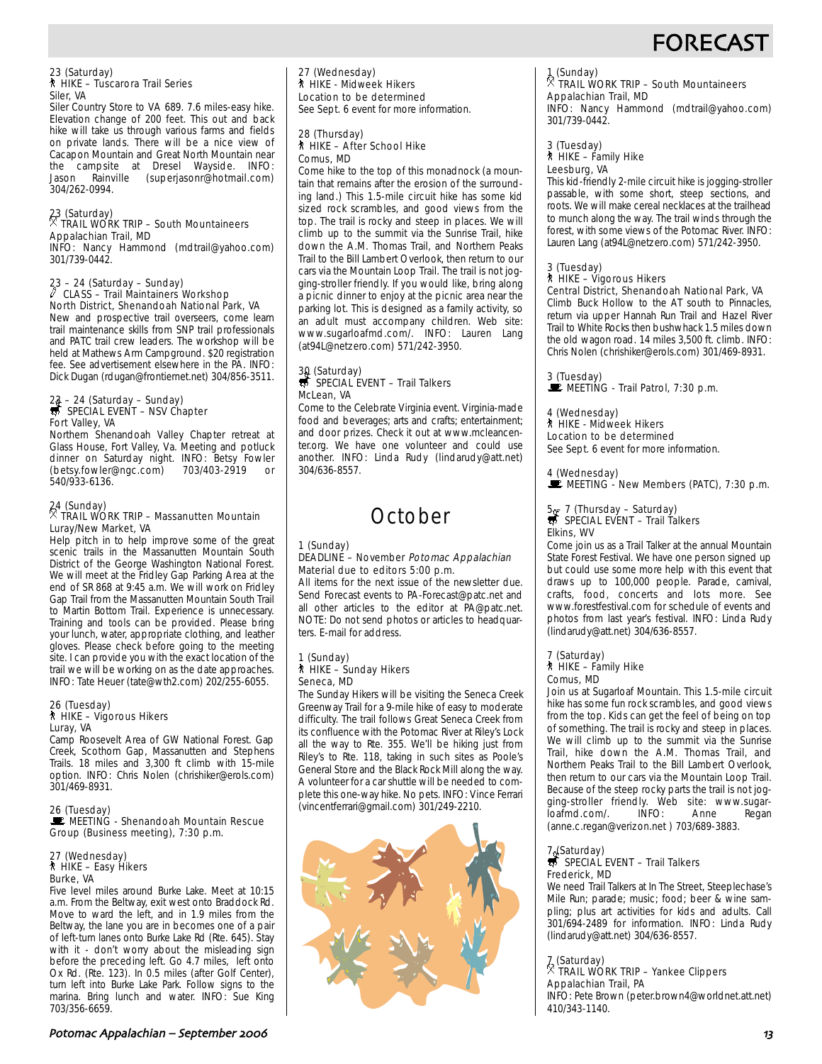# FORECAST

23 (Saturday)
HIKE – Tuscarora Trail Series
Siler, VA
Siler Country Store to VA 689. 7.6 miles-easy hike. Elevation change of 200 feet. This out and back hike will take us through various farms and fields on private lands. There will be a nice view of Cacapon Mountain and Great North Mountain near the campsite at Dresel Wayside. INFO: Jason Rainville (superjasonr@hotmail.com) 304/262-0994.

23 (Saturday)
TRAIL WORK TRIP – South Mountaineers
Appalachian Trail, MD
INFO: Nancy Hammond (mdtrail@yahoo.com) 301/739-0442.

23 – 24 (Saturday – Sunday)
CLASS – Trail Maintainers Workshop
North District, Shenandoah National Park, VA
New and prospective trail overseers, come learn trail maintenance skills from SNP trail professionals and PATC trail crew leaders. The workshop will be held at Mathews Arm Campground. $20 registration fee. See advertisement elsewhere in the PA. INFO: Dick Dugan (rdugan@frontiernet.net) 304/856-3511.

23 – 24 (Saturday – Sunday)
SPECIAL EVENT – NSV Chapter
Fort Valley, VA
Northern Shenandoah Valley Chapter retreat at Glass House, Fort Valley, Va. Meeting and potluck dinner on Saturday night. INFO: Betsy Fowler (betsy.fowler@ngc.com) 703/403-2919 or 540/933-6136.

24 (Sunday)
TRAIL WORK TRIP – Massanutten Mountain
Luray/New Market, VA
Help pitch in to help improve some of the great scenic trails in the Massanutten Mountain South District of the George Washington National Forest. We will meet at the Fridley Gap Parking Area at the end of SR 868 at 9:45 a.m. We will work on Fridley Gap Trail from the Massanutten Mountain South Trail to Martin Bottom Trail. Experience is unnecessary. Training and tools can be provided. Please bring your lunch, water, appropriate clothing, and leather gloves. Please check before going to the meeting site. I can provide you with the exact location of the trail we will be working on as the date approaches. INFO: Tate Heuer (tate@wth2.com) 202/255-6055.

26 (Tuesday)
HIKE – Vigorous Hikers
Luray, VA
Camp Roosevelt Area of GW National Forest. Gap Creek, Scothorn Gap, Massanutten and Stephens Trails. 18 miles and 3,300 ft climb with 15-mile option. INFO: Chris Nolen (chrishiker@erols.com) 301/469-8931.

26 (Tuesday)
MEETING - Shenandoah Mountain Rescue Group (Business meeting), 7:30 p.m.

27 (Wednesday)
HIKE – Easy Hikers
Burke, VA
Five level miles around Burke Lake. Meet at 10:15 a.m. From the Beltway, exit west onto Braddock Rd. Move to ward the left, and in 1.9 miles from the Beltway, the lane you are in becomes one of a pair of left-turn lanes onto Burke Lake Rd (Rte. 645). Stay with it - don't worry about the misleading sign before the preceding left. Go 4.7 miles, left onto Ox Rd. (Rte. 123). In 0.5 miles (after Golf Center), turn left into Burke Lake Park. Follow signs to the marina. Bring lunch and water. INFO: Sue King 703/356-6659.

27 (Wednesday)
HIKE – Midweek Hikers
Location to be determined
See Sept. 6 event for more information.

28 (Thursday)
HIKE – After School Hike
Comus, MD
Come hike to the top of this monadnock (a mountain that remains after the erosion of the surrounding land.) This 1.5-mile circuit hike has some kid sized rock scrambles, and good views from the top. The trail is rocky and steep in places. We will climb up to the summit via the Sunrise Trail, hike down the A.M. Thomas Trail, and Northern Peaks Trail to the Bill Lambert Overlook, then return to our cars via the Mountain Loop Trail. The trail is not jogging-stroller friendly. If you would like, bring along a picnic dinner to enjoy at the picnic area near the parking lot. This is designed as a family activity, so an adult must accompany children. Web site: www.sugarloafmd.com/. INFO: Lauren Lang (at94L@netzero.com) 571/242-3950.

30 (Saturday)
SPECIAL EVENT – Trail Talkers
McLean, VA
Come to the Celebrate Virginia event. Virginia-made food and beverages; arts and crafts; entertainment; and door prizes. Check it out at www.mcleancenter.org. We have one volunteer and could use another. INFO: Linda Rudy (lindarudy@att.net) 304/636-8557.

## October

1 (Sunday)
DEADLINE – November *Potomac Appalachian* Material due to editors 5:00 p.m.
All items for the next issue of the newsletter due. Send Forecast events to PA-Forecast@patc.net and all other articles to the editor at PA@patc.net. NOTE: Do not send photos or articles to headquarters. E-mail for address.

1 (Sunday)
HIKE – Sunday Hikers
Seneca, MD
The Sunday Hikers will be visiting the Seneca Creek Greenway Trail for a 9-mile hike of easy to moderate difficulty. The trail follows Great Seneca Creek from its confluence with the Potomac River at Riley's Lock all the way to Rte. 355. We'll be hiking just from Riley's to Rte. 118, taking in such sites as Poole's General Store and the Black Rock Mill along the way. A volunteer for a car shuttle will be needed to complete this one-way hike. No pets. INFO: Vince Ferrari (vincentferrari@gmail.com) 301/249-2210.

1 (Sunday)
TRAIL WORK TRIP – South Mountaineers
Appalachian Trail, MD
INFO: Nancy Hammond (mdtrail@yahoo.com) 301/739-0442.

3 (Tuesday)
HIKE – Family Hike
Leesburg, VA
This kid-friendly 2-mile circuit hike is jogging-stroller passable, with some short, steep sections, and roots. We will make cereal necklaces at the trailhead to munch along the way. The trail winds through the forest, with some views of the Potomac River. INFO: Lauren Lang (at94L@netzero.com) 571/242-3950.

3 (Tuesday)
HIKE – Vigorous Hikers
Central District, Shenandoah National Park, VA
Climb Buck Hollow to the AT south to Pinnacles, return via upper Hannah Run Trail and Hazel River Trail to White Rocks then bushwhack 1.5 miles down the old wagon road. 14 miles 3,500 ft. climb. INFO: Chris Nolen (chrishiker@erols.com) 301/469-8931.

3 (Tuesday)
MEETING - Trail Patrol, 7:30 p.m.

4 (Wednesday)
HIKE – Midweek Hikers
Location to be determined
See Sept. 6 event for more information.

4 (Wednesday)
MEETING - New Members (PATC), 7:30 p.m.

5 – 7 (Thursday – Saturday)
SPECIAL EVENT – Trail Talkers
Elkins, WV
Come join us as a Trail Talker at the annual Mountain State Forest Festival. We have one person signed up but could use some more help with this event that draws up to 100,000 people. Parade, carnival, crafts, food, concerts and lots more. See www.forestfestival.com for schedule of events and photos from last year's festival. INFO: Linda Rudy (lindarudy@att.net) 304/636-8557.

7 (Saturday)
HIKE – Family Hike
Comus, MD
Join us at Sugarloaf Mountain. This 1.5-mile circuit hike has some fun rock scrambles, and good views from the top. Kids can get the feel of being on top of something. The trail is rocky and steep in places. We will climb up to the summit via the Sunrise Trail, hike down the A.M. Thomas Trail, and Northern Peaks Trail to the Bill Lambert Overlook, then return to our cars via the Mountain Loop Trail. Because of the steep rocky parts the trail is not jogging-stroller friendly. Web site: www.sugarloafmd.com/. INFO: Anne Regan (anne.c.regan@verizon.net ) 703/689-3883.

7 (Saturday)
SPECIAL EVENT – Trail Talkers
Frederick, MD
We need Trail Talkers at In The Street, Steeplechase's Mile Run; parade; music; food; beer & wine sampling; plus art activities for kids and adults. Call 301/694-2489 for information. INFO: Linda Rudy (lindarudy@att.net) 304/636-8557.

7 (Saturday)
TRAIL WORK TRIP – Yankee Clippers
Appalachian Trail, PA
INFO: Pete Brown (peter.brown4@worldnet.att.net) 410/343-1140.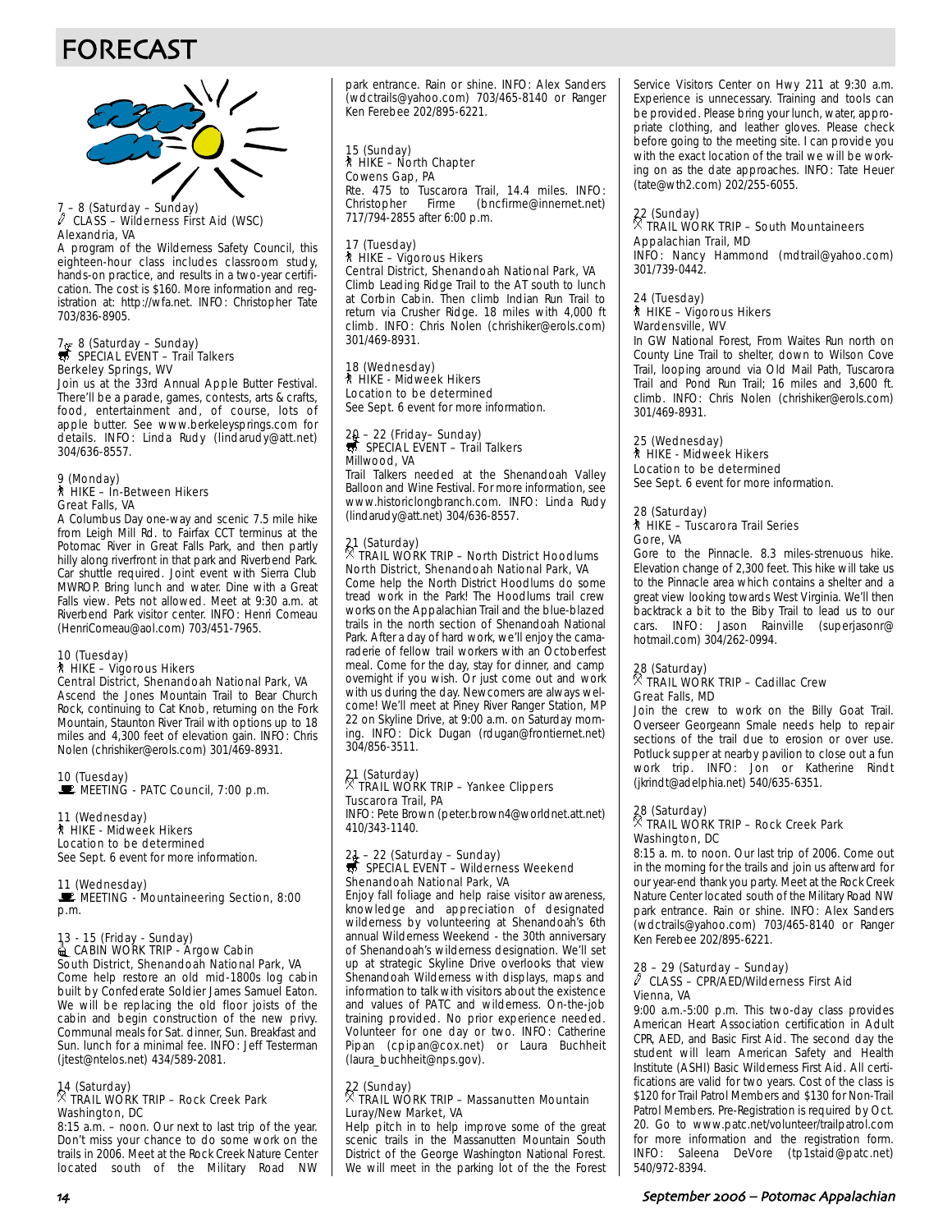# FORECAST

7 – 8 (Saturday – Sunday)
CLASS – Wilderness First Aid (WSC)
Alexandria, VA
A program of the Wilderness Safety Council, this eighteen-hour class includes classroom study, hands-on practice, and results in a two-year certification. The cost is $160. More information and registration at: http://wfa.net. INFO: Christopher Tate 703/836-8905.

7 – 8 (Saturday – Sunday)
SPECIAL EVENT – Trail Talkers
Berkeley Springs, WV
Join us at the 33rd Annual Apple Butter Festival. There'll be a parade, games, contests, arts & crafts, food, entertainment and, of course, lots of apple butter. See www.berkeleysprings.com for details. INFO: Linda Rudy (lindarudy@att.net) 304/636-8557.

9 (Monday)
HIKE – In-Between Hikers
Great Falls, VA
A Columbus Day one-way and scenic 7.5 mile hike from Leigh Mill Rd. to Fairfax CCT terminus at the Potomac River in Great Falls Park, and then partly hilly along riverfront in that park and Riverbend Park. Car shuttle required. Joint event with Sierra Club MWROP. Bring lunch and water. Dine with a Great Falls view. Pets not allowed. Meet at 9:30 a.m. at Riverbend Park visitor center. INFO: Henri Comeau (HenriComeau@aol.com) 703/451-7965.

10 (Tuesday)
HIKE – Vigorous Hikers
Central District, Shenandoah National Park, VA
Ascend the Jones Mountain Trail to Bear Church Rock, continuing to Cat Knob, returning on the Fork Mountain, Staunton River Trail with options up to 18 miles and 4,300 feet of elevation gain. INFO: Chris Nolen (chrishiker@erols.com) 301/469-8931.

10 (Tuesday)
MEETING - PATC Council, 7:00 p.m.

11 (Wednesday)
HIKE - Midweek Hikers
Location to be determined
See Sept. 6 event for more information.

11 (Wednesday)
MEETING - Mountaineering Section, 8:00 p.m.

13 - 15 (Friday - Sunday)
CABIN WORK TRIP - Argow Cabin
South District, Shenandoah National Park, VA
Come help restore an old mid-1800s log cabin built by Confederate Soldier James Samuel Eaton. We will be replacing the old floor joists of the cabin and begin construction of the new privy. Communal meals for Sat. dinner, Sun. Breakfast and Sun. lunch for a minimal fee. INFO: Jeff Testerman (jtest@ntelos.net) 434/589-2081.

14 (Saturday)
TRAIL WORK TRIP – Rock Creek Park
Washington, DC
8:15 a.m. – noon. Our next to last trip of the year. Don't miss your chance to do some work on the trails in 2006. Meet at the Rock Creek Nature Center located south of the Military Road NW park entrance. Rain or shine. INFO: Alex Sanders (wdctrails@yahoo.com) 703/465-8140 or Ranger Ken Ferebee 202/895-6221.

15 (Sunday)
HIKE – North Chapter
Cowens Gap, PA
Rte. 475 to Tuscarora Trail, 14.4 miles. INFO: Christopher Firme (bncfirme@innernet.net) 717/794-2855 after 6:00 p.m.

17 (Tuesday)
HIKE – Vigorous Hikers
Central District, Shenandoah National Park, VA
Climb Leading Ridge Trail to the AT south to lunch at Corbin Cabin. Then climb Indian Run Trail to return via Crusher Ridge. 18 miles with 4,000 ft climb. INFO: Chris Nolen (chrishiker@erols.com) 301/469-8931.

18 (Wednesday)
HIKE - Midweek Hikers
Location to be determined
See Sept. 6 event for more information.

20 – 22 (Friday– Sunday)
SPECIAL EVENT – Trail Talkers
Millwood, VA
Trail Talkers needed at the Shenandoah Valley Balloon and Wine Festival. For more information, see www.historiclongbranch.com. INFO: Linda Rudy (lindarudy@att.net) 304/636-8557.

21 (Saturday)
TRAIL WORK TRIP – North District Hoodlums
North District, Shenandoah National Park, VA
Come help the North District Hoodlums do some tread work in the Park! The Hoodlums trail crew works on the Appalachian Trail and the blue-blazed trails in the north section of Shenandoah National Park. After a day of hard work, we'll enjoy the camaraderie of fellow trail workers with an Octoberfest meal. Come for the day, stay for dinner, and camp overnight if you wish. Or just come out and work with us during the day. Newcomers are always welcome! We'll meet at Piney River Ranger Station, MP 22 on Skyline Drive, at 9:00 a.m. on Saturday morning. INFO: Dick Dugan (rdugan@frontiernet.net) 304/856-3511.

21 (Saturday)
TRAIL WORK TRIP – Yankee Clippers
Tuscarora Trail, PA
INFO: Pete Brown (peter.brown4@worldnet.att.net) 410/343-1140.

21 – 22 (Saturday – Sunday)
SPECIAL EVENT – Wilderness Weekend
Shenandoah National Park, VA
Enjoy fall foliage and help raise visitor awareness, knowledge and appreciation of designated wilderness by volunteering at Shenandoah's 6th annual Wilderness Weekend - the 30th anniversary of Shenandoah's wilderness designation. We'll set up at strategic Skyline Drive overlooks that view Shenandoah Wilderness with displays, maps and information to talk with visitors about the existence and values of PATC and wilderness. On-the-job training provided. No prior experience needed. Volunteer for one day or two. INFO: Catherine Pipan (cpipan@cox.net) or Laura Buchheit (laura_buchheit@nps.gov).

22 (Sunday)
TRAIL WORK TRIP – Massanutten Mountain
Luray/New Market, VA
Help pitch in to help improve some of the great scenic trails in the Massanutten Mountain South District of the George Washington National Forest. We will meet in the parking lot of the the Forest Service Visitors Center on Hwy 211 at 9:30 a.m. Experience is unnecessary. Training and tools can be provided. Please bring your lunch, water, appropriate clothing, and leather gloves. Please check before going to the meeting site. I can provide you with the exact location of the trail we will be working on as the date approaches. INFO: Tate Heuer (tate@wth2.com) 202/255-6055.

22 (Sunday)
TRAIL WORK TRIP – South Mountaineers
Appalachian Trail, MD
INFO: Nancy Hammond (mdtrail@yahoo.com) 301/739-0442.

24 (Tuesday)
HIKE – Vigorous Hikers
Wardensville, WV
In GW National Forest, From Waites Run north on County Line Trail to shelter, down to Wilson Cove Trail, looping around via Old Mail Path, Tuscarora Trail and Pond Run Trail; 16 miles and 3,600 ft. climb. INFO: Chris Nolen (chrishiker@erols.com) 301/469-8931.

25 (Wednesday)
HIKE - Midweek Hikers
Location to be determined
See Sept. 6 event for more information.

28 (Saturday)
HIKE – Tuscarora Trail Series
Gore, VA
Gore to the Pinnacle. 8.3 miles-strenuous hike. Elevation change of 2,300 feet. This hike will take us to the Pinnacle area which contains a shelter and a great view looking towards West Virginia. We'll then backtrack a bit to the Biby Trail to lead us to our cars. INFO: Jason Rainville (superjasonr@hotmail.com) 304/262-0994.

28 (Saturday)
TRAIL WORK TRIP – Cadillac Crew
Great Falls, MD
Join the crew to work on the Billy Goat Trail. Overseer Georgeann Smale needs help to repair sections of the trail due to erosion or over use. Potluck supper at nearby pavilion to close out a fun work trip. INFO: Jon or Katherine Rindt (jkrindt@adelphia.net) 540/635-6351.

28 (Saturday)
TRAIL WORK TRIP – Rock Creek Park
Washington, DC
8:15 a. m. to noon. Our last trip of 2006. Come out in the morning for the trails and join us afterward for our year-end thank you party. Meet at the Rock Creek Nature Center located south of the Military Road NW park entrance. Rain or shine. INFO: Alex Sanders (wdctrails@yahoo.com) 703/465-8140 or Ranger Ken Ferebee 202/895-6221.

28 – 29 (Saturday – Sunday)
CLASS – CPR/AED/Wilderness First Aid
Vienna, VA
9:00 a.m.-5:00 p.m. This two-day class provides American Heart Association certification in Adult CPR, AED, and Basic First Aid. The second day the student will learn American Safety and Health Institute (ASHI) Basic Wilderness First Aid. All certifications are valid for two years. Cost of the class is $120 for Trail Patrol Members and $130 for Non-Trail Patrol Members. Pre-Registration is required by Oct. 20. Go to www.patc.net/volunteer/trailpatrol.com for more information and the registration form. INFO: Saleena DeVore (tp1staid@patc.net) 540/972-8394.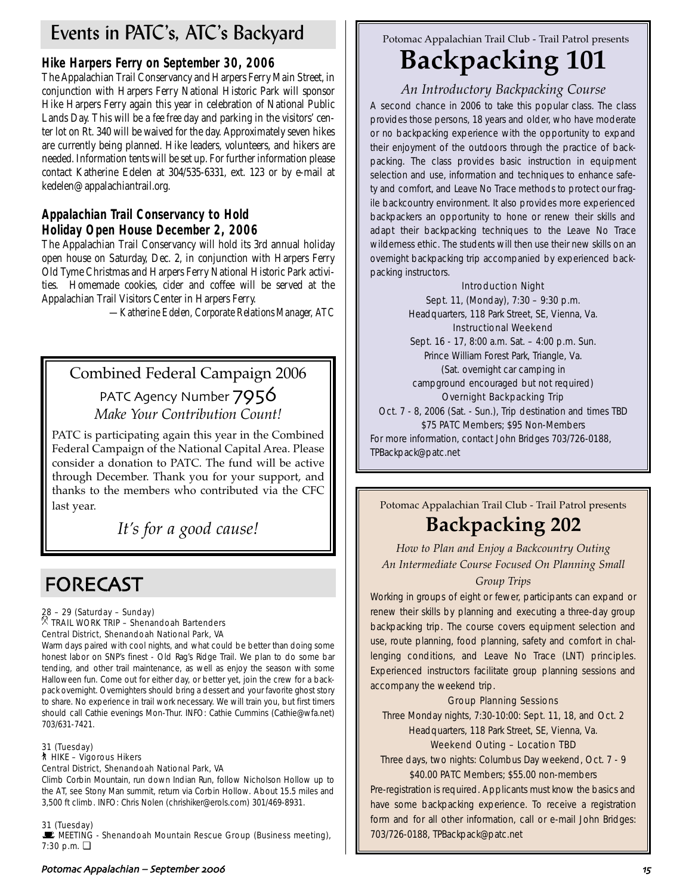## Events in PATC's, ATC's Backyard

### Hike Harpers Ferry on September 30, 2006

The Appalachian Trail Conservancy and Harpers Ferry Main Street, in conjunction with Harpers Ferry National Historic Park will sponsor Hike Harpers Ferry again this year in celebration of National Public Lands Day. This will be a fee free day and parking in the visitors' center lot on Rt. 340 will be waived for the day. Approximately seven hikes are currently being planned. Hike leaders, volunteers, and hikers are needed. Information tents will be set up. For further information please contact Katherine Edelen at 304/535-6331, ext. 123 or by e-mail at kedelen@appalachiantrail.org.

### Appalachian Trail Conservancy to Hold Holiday Open House December 2, 2006

The Appalachian Trail Conservancy will hold its 3rd annual holiday open house on Saturday, Dec. 2, in conjunction with Harpers Ferry Old Tyme Christmas and Harpers Ferry National Historic Park activities. Homemade cookies, cider and coffee will be served at the Appalachian Trail Visitors Center in Harpers Ferry.

*—Katherine Edelen, Corporate Relations Manager, ATC*

---

### Combined Federal Campaign 2006

PATC Agency Number 7956

*Make Your Contribution Count!*

PATC is participating again this year in the Combined Federal Campaign of the National Capital Area. Please consider a donation to PATC. The fund will be active through December. Thank you for your support, and thanks to the members who contributed via the CFC last year.

*It's for a good cause!*

---

## FORECAST

28 – 29 (Saturday – Sunday)
TRAIL WORK TRIP – Shenandoah Bartenders
Central District, Shenandoah National Park, VA
Warm days paired with cool nights, and what could be better than doing some honest labor on SNP's finest - Old Rag's Ridge Trail. We plan to do some bar tending, and other trail maintenance, as well as enjoy the season with some Halloween fun. Come out for either day, or better yet, join the crew for a backpack overnight. Overnighters should bring a dessert and your favorite ghost story to share. No experience in trail work necessary. We will train you, but first timers should call Cathie evenings Mon-Thur. INFO: Cathie Cummins (Cathie@wfa.net) 703/631-7421.

31 (Tuesday)
HIKE – Vigorous Hikers
Central District, Shenandoah National Park, VA
Climb Corbin Mountain, run down Indian Run, follow Nicholson Hollow up to the AT, see Stony Man summit, return via Corbin Hollow. About 15.5 miles and 3,500 ft climb. INFO: Chris Nolen (chrishiker@erols.com) 301/469-8931.

31 (Tuesday)
MEETING - Shenandoah Mountain Rescue Group (Business meeting), 7:30 p.m. ❑

---

Potomac Appalachian Trail Club - Trail Patrol presents

# Backpacking 101

*An Introductory Backpacking Course*

A second chance in 2006 to take this popular class. The class provides those persons, 18 years and older, who have moderate or no backpacking experience with the opportunity to expand their enjoyment of the outdoors through the practice of backpacking. The class provides basic instruction in equipment selection and use, information and techniques to enhance safety and comfort, and Leave No Trace methods to protect our fragile backcountry environment. It also provides more experienced backpackers an opportunity to hone or renew their skills and adapt their backpacking techniques to the Leave No Trace wilderness ethic. The students will then use their new skills on an overnight backpacking trip accompanied by experienced backpacking instructors.

Introduction Night
Sept. 11, (Monday), 7:30 – 9:30 p.m.
Headquarters, 118 Park Street, SE, Vienna, Va.

Instructional Weekend
Sept. 16 - 17, 8:00 a.m. Sat. – 4:00 p.m. Sun.
Prince William Forest Park, Triangle, Va.
(Sat. overnight car camping in campground encouraged but not required)

Overnight Backpacking Trip
Oct. 7 - 8, 2006 (Sat. - Sun.), Trip destination and times TBD
$75 PATC Members; $95 Non-Members

For more information, contact John Bridges 703/726-0188, TPBackpack@patc.net

---

Potomac Appalachian Trail Club - Trail Patrol presents

# Backpacking 202

*How to Plan and Enjoy a Backcountry Outing*
*An Intermediate Course Focused On Planning Small Group Trips*

Working in groups of eight or fewer, participants can expand or renew their skills by planning and executing a three-day group backpacking trip. The course covers equipment selection and use, route planning, food planning, safety and comfort in challenging conditions, and Leave No Trace (LNT) principles. Experienced instructors facilitate group planning sessions and accompany the weekend trip.

Group Planning Sessions
Three Monday nights, 7:30-10:00: Sept. 11, 18, and Oct. 2
Headquarters, 118 Park Street, SE, Vienna, Va.

Weekend Outing – Location TBD
Three days, two nights: Columbus Day weekend, Oct. 7 - 9
$40.00 PATC Members; $55.00 non-members

Pre-registration is required. Applicants must know the basics and have some backpacking experience. To receive a registration form and for all other information, call or e-mail John Bridges: 703/726-0188, TPBackpack@patc.net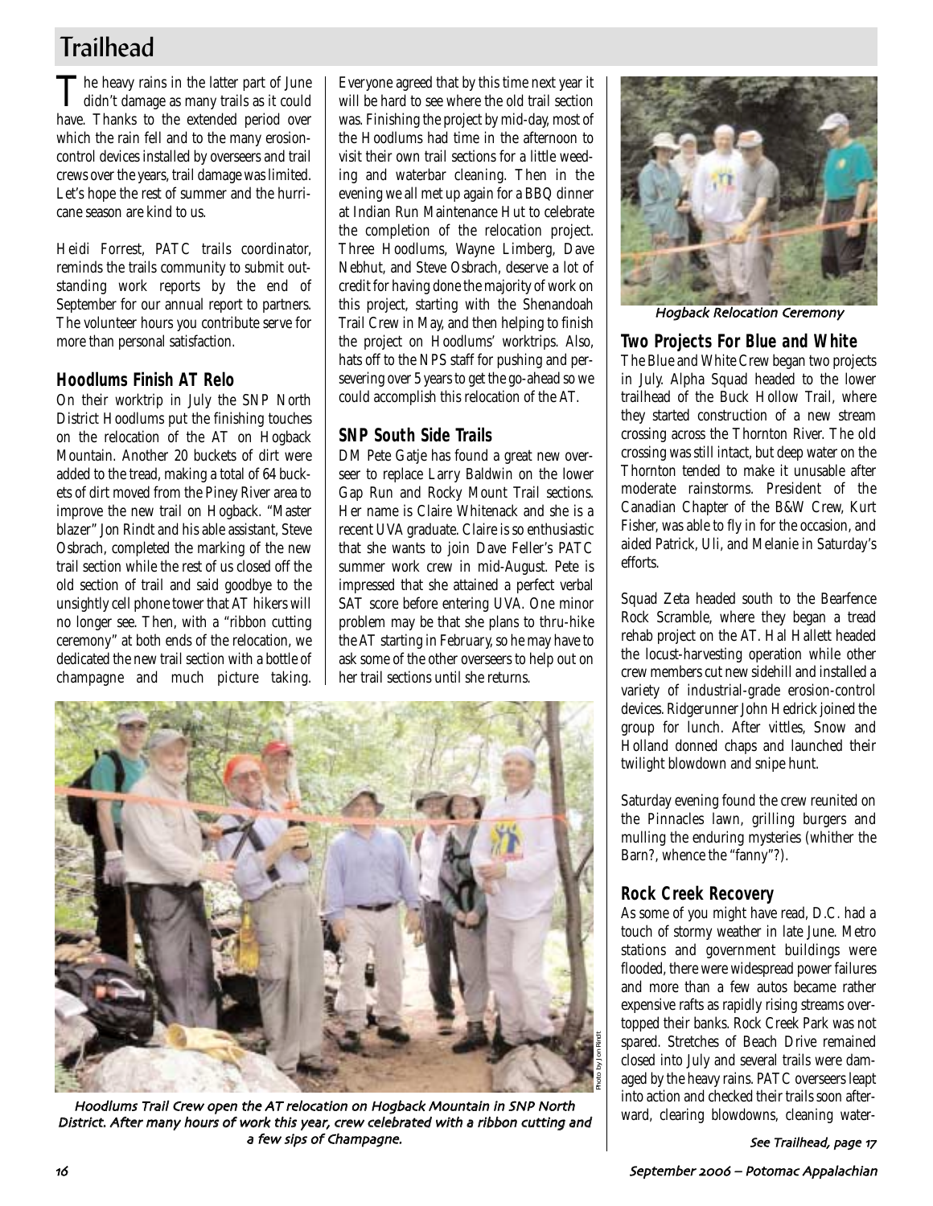# Trailhead

The heavy rains in the latter part of June didn't damage as many trails as it could have. Thanks to the extended period over which the rain fell and to the many erosion-control devices installed by overseers and trail crews over the years, trail damage was limited. Let's hope the rest of summer and the hurricane season are kind to us.

Heidi Forrest, PATC trails coordinator, reminds the trails community to submit outstanding work reports by the end of September for our annual report to partners. The volunteer hours you contribute serve for more than personal satisfaction.

## Hoodlums Finish AT Relo

On their worktrip in July the SNP North District Hoodlums put the finishing touches on the relocation of the AT on Hogback Mountain. Another 20 buckets of dirt were added to the tread, making a total of 64 buckets of dirt moved from the Piney River area to improve the new trail on Hogback. "Master blazer" Jon Rindt and his able assistant, Steve Osbrach, completed the marking of the new trail section while the rest of us closed off the old section of trail and said goodbye to the unsightly cell phone tower that AT hikers will no longer see. Then, with a "ribbon cutting ceremony" at both ends of the relocation, we dedicated the new trail section with a bottle of champagne and much picture taking. Everyone agreed that by this time next year it will be hard to see where the old trail section was. Finishing the project by mid-day, most of the Hoodlums had time in the afternoon to visit their own trail sections for a little weeding and waterbar cleaning. Then in the evening we all met up again for a BBQ dinner at Indian Run Maintenance Hut to celebrate the completion of the relocation project. Three Hoodlums, Wayne Limberg, Dave Nebhut, and Steve Osbrach, deserve a lot of credit for having done the majority of work on this project, starting with the Shenandoah Trail Crew in May, and then helping to finish the project on Hoodlums' worktrips. Also, hats off to the NPS staff for pushing and persevering over 5 years to get the go-ahead so we could accomplish this relocation of the AT.

## SNP South Side Trails

DM Pete Gatje has found a great new overseer to replace Larry Baldwin on the lower Gap Run and Rocky Mount Trail sections. Her name is Claire Whitenack and she is a recent UVA graduate. Claire is so enthusiastic that she wants to join Dave Feller's PATC summer work crew in mid-August. Pete is impressed that she attained a perfect verbal SAT score before entering UVA. One minor problem may be that she plans to thru-hike the AT starting in February, so he may have to ask some of the other overseers to help out on her trail sections until she returns.

Hoodlums Trail Crew open the AT relocation on Hogback Mountain in SNP North District. After many hours of work this year, crew celebrated with a ribbon cutting and a few sips of Champagne.

Photo by Jon Rindt

Hogback Relocation Ceremony

## Two Projects For Blue and White

The Blue and White Crew began two projects in July. Alpha Squad headed to the lower trailhead of the Buck Hollow Trail, where they started construction of a new stream crossing across the Thornton River. The old crossing was still intact, but deep water on the Thornton tended to make it unusable after moderate rainstorms. President of the Canadian Chapter of the B&W Crew, Kurt Fisher, was able to fly in for the occasion, and aided Patrick, Uli, and Melanie in Saturday's efforts.

Squad Zeta headed south to the Bearfence Rock Scramble, where they began a tread rehab project on the AT. Hal Hallett headed the locust-harvesting operation while other crew members cut new sidehill and installed a variety of industrial-grade erosion-control devices. Ridgerunner John Hedrick joined the group for lunch. After vittles, Snow and Holland donned chaps and launched their twilight blowdown and snipe hunt.

Saturday evening found the crew reunited on the Pinnacles lawn, grilling burgers and mulling the enduring mysteries (whither the Barn?, whence the "fanny"?).

## Rock Creek Recovery

As some of you might have read, D.C. had a touch of stormy weather in late June. Metro stations and government buildings were flooded, there were widespread power failures and more than a few autos became rather expensive rafts as rapidly rising streams overtopped their banks. Rock Creek Park was not spared. Stretches of Beach Drive remained closed into July and several trails were damaged by the heavy rains. PATC overseers leapt into action and checked their trails soon afterward, clearing blowdowns, cleaning water-

*See Trailhead, page 17*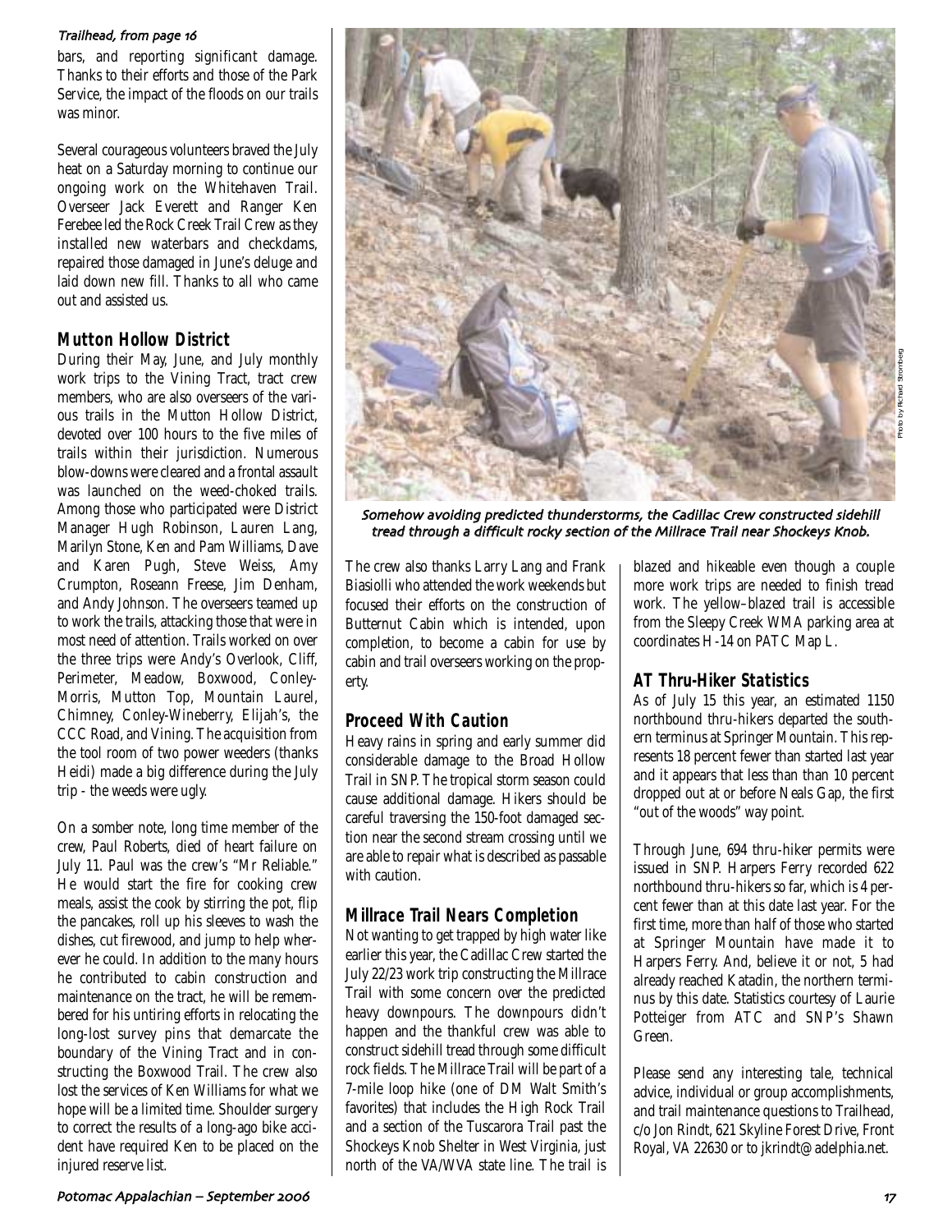*Trailhead, from page 16*

bars, and reporting significant damage. Thanks to their efforts and those of the Park Service, the impact of the floods on our trails was minor.

Several courageous volunteers braved the July heat on a Saturday morning to continue our ongoing work on the Whitehaven Trail. Overseer Jack Everett and Ranger Ken Ferebee led the Rock Creek Trail Crew as they installed new waterbars and checkdams, repaired those damaged in June's deluge and laid down new fill. Thanks to all who came out and assisted us.

## Mutton Hollow District

During their May, June, and July monthly work trips to the Vining Tract, tract crew members, who are also overseers of the various trails in the Mutton Hollow District, devoted over 100 hours to the five miles of trails within their jurisdiction. Numerous blow-downs were cleared and a frontal assault was launched on the weed-choked trails. Among those who participated were District Manager Hugh Robinson, Lauren Lang, Marilyn Stone, Ken and Pam Williams, Dave and Karen Pugh, Steve Weiss, Amy Crumpton, Roseann Freese, Jim Denham, and Andy Johnson. The overseers teamed up to work the trails, attacking those that were in most need of attention. Trails worked on over the three trips were Andy's Overlook, Cliff, Perimeter, Meadow, Boxwood, Conley-Morris, Mutton Top, Mountain Laurel, Chimney, Conley-Wineberry, Elijah's, the CCC Road, and Vining. The acquisition from the tool room of two power weeders (thanks Heidi) made a big difference during the July trip - the weeds were ugly.

On a somber note, long time member of the crew, Paul Roberts, died of heart failure on July 11. Paul was the crew's "Mr Reliable." He would start the fire for cooking crew meals, assist the cook by stirring the pot, flip the pancakes, roll up his sleeves to wash the dishes, cut firewood, and jump to help wherever he could. In addition to the many hours he contributed to cabin construction and maintenance on the tract, he will be remembered for his untiring efforts in relocating the long-lost survey pins that demarcate the boundary of the Vining Tract and in constructing the Boxwood Trail. The crew also lost the services of Ken Williams for what we hope will be a limited time. Shoulder surgery to correct the results of a long-ago bike accident have required Ken to be placed on the injured reserve list.

*Somehow avoiding predicted thunderstorms, the Cadillac Crew constructed sidehill tread through a difficult rocky section of the Millrace Trail near Shockeys Knob.*

Photo by Richard Stromberg

The crew also thanks Larry Lang and Frank Biasiolli who attended the work weekends but focused their efforts on the construction of Butternut Cabin which is intended, upon completion, to become a cabin for use by cabin and trail overseers working on the property.

## Proceed With Caution

Heavy rains in spring and early summer did considerable damage to the Broad Hollow Trail in SNP. The tropical storm season could cause additional damage. Hikers should be careful traversing the 150-foot damaged section near the second stream crossing until we are able to repair what is described as passable with caution.

## Millrace Trail Nears Completion

Not wanting to get trapped by high water like earlier this year, the Cadillac Crew started the July 22/23 work trip constructing the Millrace Trail with some concern over the predicted heavy downpours. The downpours didn't happen and the thankful crew was able to construct sidehill tread through some difficult rock fields. The Millrace Trail will be part of a 7-mile loop hike (one of DM Walt Smith's favorites) that includes the High Rock Trail and a section of the Tuscarora Trail past the Shockeys Knob Shelter in West Virginia, just north of the VA/WVA state line. The trail is blazed and hikeable even though a couple more work trips are needed to finish tread work. The yellow–blazed trail is accessible from the Sleepy Creek WMA parking area at coordinates H-14 on PATC Map L.

## AT Thru-Hiker Statistics

As of July 15 this year, an estimated 1150 northbound thru-hikers departed the southern terminus at Springer Mountain. This represents 18 percent fewer than started last year and it appears that less than than 10 percent dropped out at or before Neals Gap, the first "out of the woods" way point.

Through June, 694 thru-hiker permits were issued in SNP. Harpers Ferry recorded 622 northbound thru-hikers so far, which is 4 percent fewer than at this date last year. For the first time, more than half of those who started at Springer Mountain have made it to Harpers Ferry. And, believe it or not, 5 had already reached Katadin, the northern terminus by this date. Statistics courtesy of Laurie Potteiger from ATC and SNP's Shawn Green.

Please send any interesting tale, technical advice, individual or group accomplishments, and trail maintenance questions to Trailhead, c/o Jon Rindt, 621 Skyline Forest Drive, Front Royal, VA 22630 or to jkrindt@adelphia.net.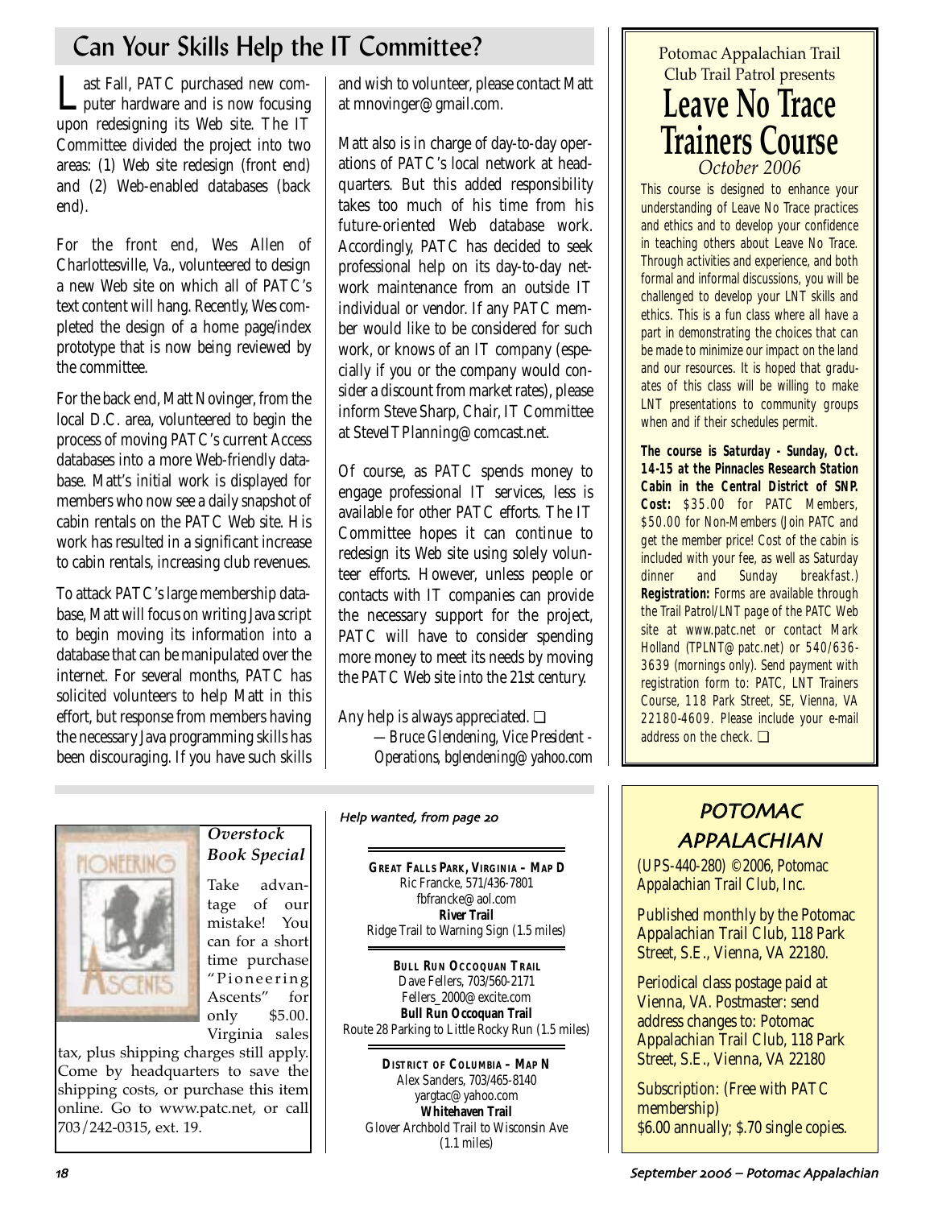## Can Your Skills Help the IT Committee?

Last Fall, PATC purchased new computer hardware and is now focusing upon redesigning its Web site. The IT Committee divided the project into two areas: (1) Web site redesign (front end) and (2) Web-enabled databases (back end).

For the front end, Wes Allen of Charlottesville, Va., volunteered to design a new Web site on which all of PATC's text content will hang. Recently, Wes completed the design of a home page/index prototype that is now being reviewed by the committee.

For the back end, Matt Novinger, from the local D.C. area, volunteered to begin the process of moving PATC's current Access databases into a more Web-friendly database. Matt's initial work is displayed for members who now see a daily snapshot of cabin rentals on the PATC Web site. His work has resulted in a significant increase to cabin rentals, increasing club revenues.

To attack PATC's large membership database, Matt will focus on writing Java script to begin moving its information into a database that can be manipulated over the internet. For several months, PATC has solicited volunteers to help Matt in this effort, but response from members having the necessary Java programming skills has been discouraging. If you have such skills and wish to volunteer, please contact Matt at mnovinger@gmail.com.

Matt also is in charge of day-to-day operations of PATC's local network at headquarters. But this added responsibility takes too much of his time from his future-oriented Web database work. Accordingly, PATC has decided to seek professional help on its day-to-day network maintenance from an outside IT individual or vendor. If any PATC member would like to be considered for such work, or knows of an IT company (especially if you or the company would consider a discount from market rates), please inform Steve Sharp, Chair, IT Committee at SteveITPlanning@comcast.net.

Of course, as PATC spends money to engage professional IT services, less is available for other PATC efforts. The IT Committee hopes it can continue to redesign its Web site using solely volunteer efforts. However, unless people or contacts with IT companies can provide the necessary support for the project, PATC will have to consider spending more money to meet its needs by moving the PATC Web site into the 21st century.

Any help is always appreciated. ❑

—*Bruce Glendening, Vice President - Operations, bglendening@yahoo.com*

---

Potomac Appalachian Trail Club Trail Patrol presents

## Leave No Trace Trainers Course

*October 2006*

This course is designed to enhance your understanding of Leave No Trace practices and ethics and to develop your confidence in teaching others about Leave No Trace. Through activities and experience, and both formal and informal discussions, you will be challenged to develop your LNT skills and ethics. This is a fun class where all have a part in demonstrating the choices that can be made to minimize our impact on the land and our resources. It is hoped that graduates of this class will be willing to make LNT presentations to community groups when and if their schedules permit.

**The course is Saturday - Sunday, Oct. 14-15 at the Pinnacles Research Station Cabin in the Central District of SNP. Cost:** $35.00 for PATC Members, $50.00 for Non-Members (Join PATC and get the member price! Cost of the cabin is included with your fee, as well as Saturday dinner and Sunday breakfast.) **Registration:** Forms are available through the Trail Patrol/LNT page of the PATC Web site at www.patc.net or contact Mark Holland (TPLNT@patc.net) or 540/636-3639 (mornings only). Send payment with registration form to: PATC, LNT Trainers Course, 118 Park Street, SE, Vienna, VA 22180-4609. Please include your e-mail address on the check. ❑

---

### *Overstock Book Special*

Take advantage of our mistake! You can for a short time purchase "Pioneering Ascents" for only $5.00. Virginia sales tax, plus shipping charges still apply. Come by headquarters to save the shipping costs, or purchase this item online. Go to www.patc.net, or call 703/242-0315, ext. 19.

---

*Help wanted, from page 20*

**GREAT FALLS PARK, VIRGINIA – MAP D**
Ric Francke, 571/436-7801
fbfrancke@aol.com
**River Trail**
Ridge Trail to Warning Sign (1.5 miles)

**BULL RUN OCCOQUAN TRAIL**
Dave Fellers, 703/560-2171
Fellers_2000@excite.com
**Bull Run Occoquan Trail**
Route 28 Parking to Little Rocky Run (1.5 miles)

**DISTRICT OF COLUMBIA – MAP N**
Alex Sanders, 703/465-8140
yargtac@yahoo.com
**Whitehaven Trail**
Glover Archbold Trail to Wisconsin Ave (1.1 miles)

---

## POTOMAC APPALACHIAN

(UPS-440-280) ©2006, Potomac Appalachian Trail Club, Inc.

Published monthly by the Potomac Appalachian Trail Club, 118 Park Street, S.E., Vienna, VA 22180.

Periodical class postage paid at Vienna, VA. Postmaster: send address changes to: Potomac Appalachian Trail Club, 118 Park Street, S.E., Vienna, VA 22180

Subscription: (Free with PATC membership)
$6.00 annually; $.70 single copies.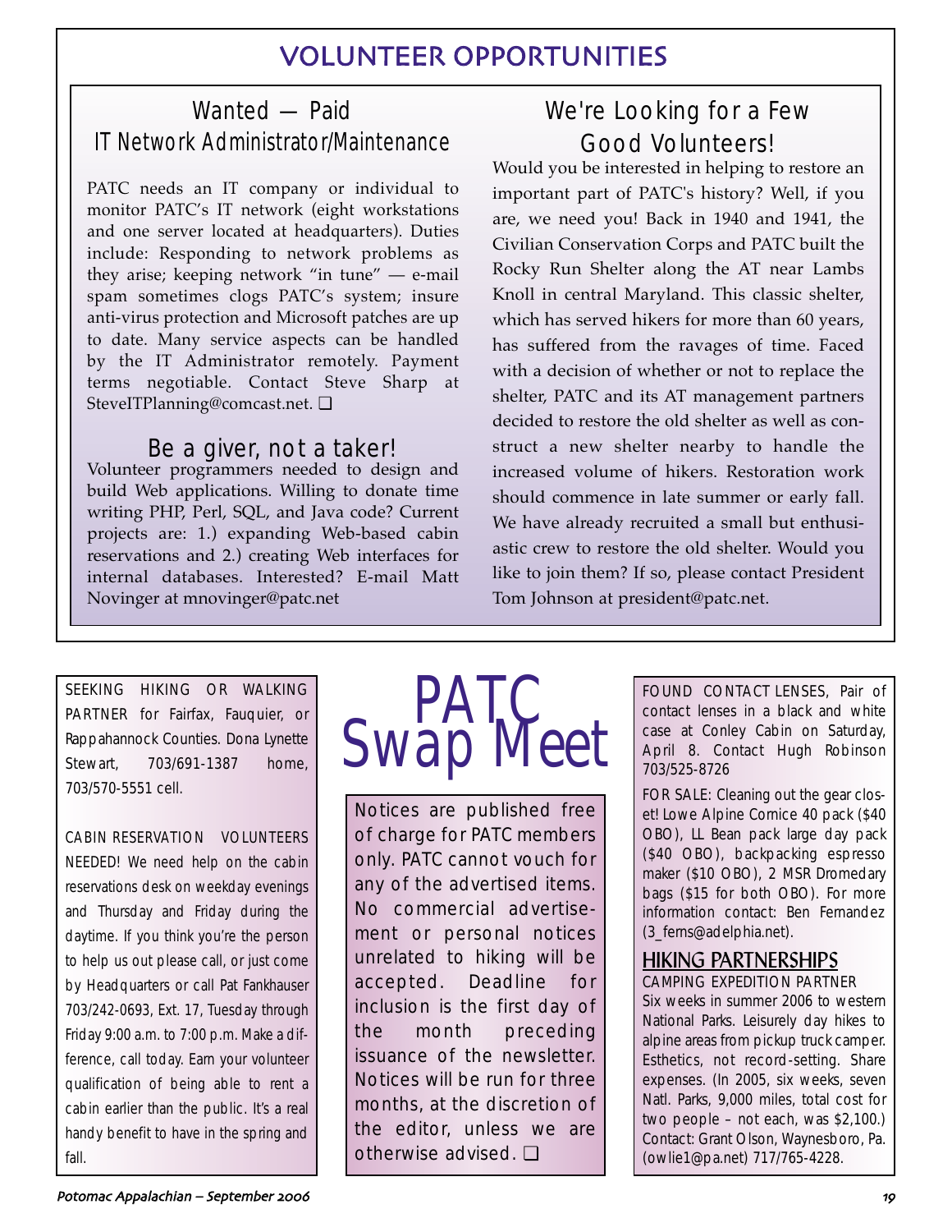## VOLUNTEER OPPORTUNITIES

### Wanted — Paid IT Network Administrator/Maintenance

PATC needs an IT company or individual to monitor PATC's IT network (eight workstations and one server located at headquarters). Duties include: Responding to network problems as they arise; keeping network "in tune" — e-mail spam sometimes clogs PATC's system; insure anti-virus protection and Microsoft patches are up to date. Many service aspects can be handled by the IT Administrator remotely. Payment terms negotiable. Contact Steve Sharp at SteveITPlanning@comcast.net. ❑

### Be a giver, not a taker!

Volunteer programmers needed to design and build Web applications. Willing to donate time writing PHP, Perl, SQL, and Java code? Current projects are: 1.) expanding Web-based cabin reservations and 2.) creating Web interfaces for internal databases. Interested? E-mail Matt Novinger at mnovinger@patc.net

### We're Looking for a Few Good Volunteers!

Would you be interested in helping to restore an important part of PATC's history? Well, if you are, we need you! Back in 1940 and 1941, the Civilian Conservation Corps and PATC built the Rocky Run Shelter along the AT near Lambs Knoll in central Maryland. This classic shelter, which has served hikers for more than 60 years, has suffered from the ravages of time. Faced with a decision of whether or not to replace the shelter, PATC and its AT management partners decided to restore the old shelter as well as construct a new shelter nearby to handle the increased volume of hikers. Restoration work should commence in late summer or early fall. We have already recruited a small but enthusiastic crew to restore the old shelter. Would you like to join them? If so, please contact President Tom Johnson at president@patc.net.

SEEKING HIKING OR WALKING PARTNER for Fairfax, Fauquier, or Rappahannock Counties. Dona Lynette Stewart, 703/691-1387 home, 703/570-5551 cell.

CABIN RESERVATION VOLUNTEERS NEEDED! We need help on the cabin reservations desk on weekday evenings and Thursday and Friday during the daytime. If you think you're the person to help us out please call, or just come by Headquarters or call Pat Fankhauser 703/242-0693, Ext. 17, Tuesday through Friday 9:00 a.m. to 7:00 p.m. Make a difference, call today. Earn your volunteer qualification of being able to rent a cabin earlier than the public. It's a real handy benefit to have in the spring and fall.

# PATC Swap Meet

Notices are published free of charge for PATC members only. PATC cannot vouch for any of the advertised items. No commercial advertisement or personal notices unrelated to hiking will be accepted. Deadline for inclusion is the first day of the month preceding issuance of the newsletter. Notices will be run for three months, at the discretion of the editor, unless we are otherwise advised. ❑

FOUND CONTACT LENSES, Pair of contact lenses in a black and white case at Conley Cabin on Saturday, April 8. Contact Hugh Robinson 703/525-8726

FOR SALE: Cleaning out the gear closet! Lowe Alpine Cornice 40 pack ($40 OBO), LL Bean pack large day pack ($40 OBO), backpacking espresso maker ($10 OBO), 2 MSR Dromedary bags ($15 for both OBO). For more information contact: Ben Fernandez (3_ferns@adelphia.net).

### HIKING PARTNERSHIPS

CAMPING EXPEDITION PARTNER
Six weeks in summer 2006 to western National Parks. Leisurely day hikes to alpine areas from pickup truck camper. Esthetics, not record-setting. Share expenses. (In 2005, six weeks, seven Natl. Parks, 9,000 miles, total cost for two people – not each, was $2,100.) Contact: Grant Olson, Waynesboro, Pa. (owlie1@pa.net) 717/765-4228.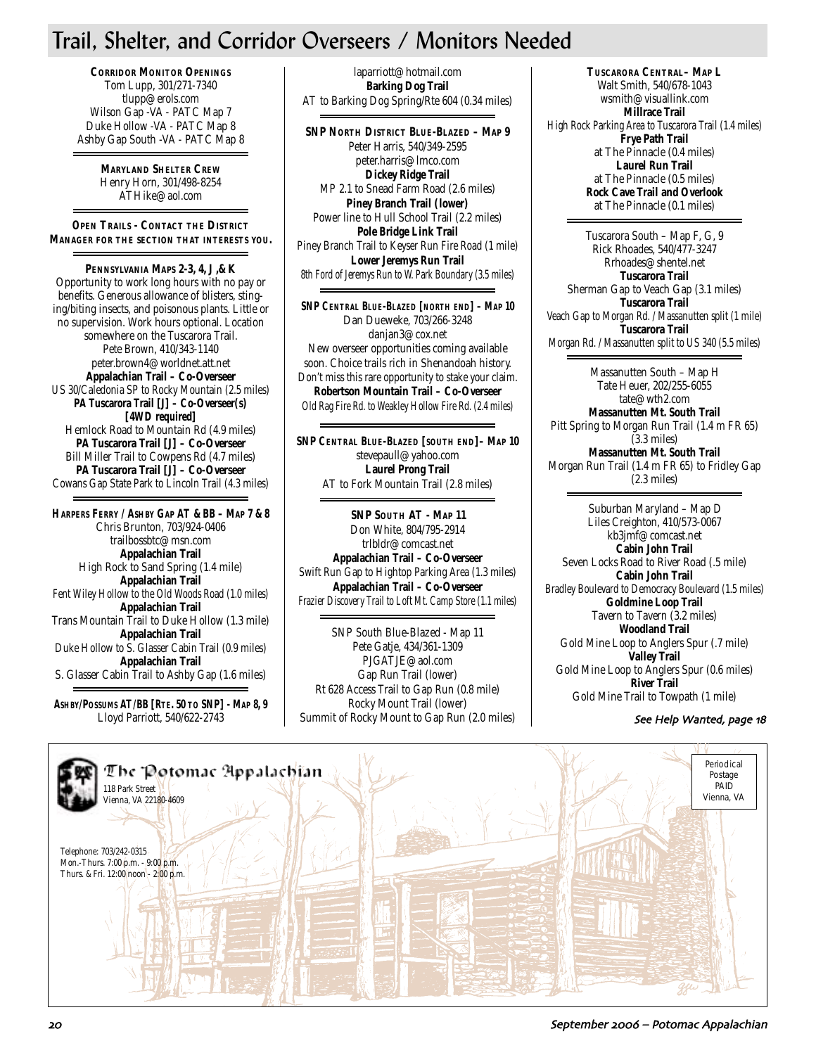# Trail, Shelter, and Corridor Overseers / Monitors Needed

**CORRIDOR MONITOR OPENINGS**
Tom Lupp, 301/271-7340
tlupp@erols.com
Wilson Gap -VA - PATC Map 7
Duke Hollow -VA - PATC Map 8
Ashby Gap South -VA - PATC Map 8

**MARYLAND SHELTER CREW**
Henry Horn, 301/498-8254
ATHike@aol.com

**OPEN TRAILS - CONTACT THE DISTRICT MANAGER FOR THE SECTION THAT INTERESTS YOU.**

**PENNSYLVANIA MAPS 2-3, 4, J ,& K**
Opportunity to work long hours with no pay or benefits. Generous allowance of blisters, stinging/biting insects, and poisonous plants. Little or no supervision. Work hours optional. Location somewhere on the Tuscarora Trail.
Pete Brown, 410/343-1140
peter.brown4@worldnet.att.net
**Appalachian Trail – Co-Overseer**
US 30/Caledonia SP to Rocky Mountain (2.5 miles)
**PA Tuscarora Trail [J] – Co-Overseer(s) [4WD required]**
Hemlock Road to Mountain Rd (4.9 miles)
**PA Tuscarora Trail [J] – Co-Overseer**
Bill Miller Trail to Cowpens Rd (4.7 miles)
**PA Tuscarora Trail [J] – Co-Overseer**
Cowans Gap State Park to Lincoln Trail (4.3 miles)

**HARPERS FERRY / ASHBY GAP AT & BB – MAP 7 & 8**
Chris Brunton, 703/924-0406
trailbossbtc@msn.com
**Appalachian Trail**
High Rock to Sand Spring (1.4 mile)
**Appalachian Trail**
Fent Wiley Hollow to the Old Woods Road (1.0 miles)
**Appalachian Trail**
Trans Mountain Trail to Duke Hollow (1.3 mile)
**Appalachian Trail**
Duke Hollow to S. Glasser Cabin Trail (0.9 miles)
**Appalachian Trail**
S. Glasser Cabin Trail to Ashby Gap (1.6 miles)

**ASHBY/POSSUMS AT/BB [RTE. 50 TO SNP] - MAP 8, 9**
Lloyd Parriott, 540/622-2743
laparriott@hotmail.com
**Barking Dog Trail**
AT to Barking Dog Spring/Rte 604 (0.34 miles)

**SNP NORTH DISTRICT BLUE-BLAZED – MAP 9**
Peter Harris, 540/349-2595
peter.harris@lmco.com
**Dickey Ridge Trail**
MP 2.1 to Snead Farm Road (2.6 miles)
**Piney Branch Trail (lower)**
Power line to Hull School Trail (2.2 miles)
**Pole Bridge Link Trail**
Piney Branch Trail to Keyser Run Fire Road (1 mile)
**Lower Jeremys Run Trail**
8th Ford of Jeremys Run to W. Park Boundary (3.5 miles)

**SNP CENTRAL BLUE-BLAZED [NORTH END] – MAP 10**
Dan Dueweke, 703/266-3248
danjan3@cox.net
New overseer opportunities coming available soon. Choice trails rich in Shenandoah history. Don't miss this rare opportunity to stake your claim.
**Robertson Mountain Trail – Co-Overseer**
Old Rag Fire Rd. to Weakley Hollow Fire Rd. (2.4 miles)

**SNP CENTRAL BLUE-BLAZED [SOUTH END]– MAP 10**
stevepaull@yahoo.com
**Laurel Prong Trail**
AT to Fork Mountain Trail (2.8 miles)

**SNP SOUTH AT - MAP 11**
Don White, 804/795-2914
trlbldr@comcast.net
**Appalachian Trail – Co-Overseer**
Swift Run Gap to Hightop Parking Area (1.3 miles)
**Appalachian Trail – Co-Overseer**
Frazier Discovery Trail to Loft Mt. Camp Store (1.1 miles)

SNP South Blue-Blazed - Map 11
Pete Gatje, 434/361-1309
PJGATJE@aol.com
Gap Run Trail (lower)
Rt 628 Access Trail to Gap Run (0.8 mile)
Rocky Mount Trail (lower)
Summit of Rocky Mount to Gap Run (2.0 miles)

**TUSCARORA CENTRAL– MAP L**
Walt Smith, 540/678-1043
wsmith@visuallink.com
**Millrace Trail**
High Rock Parking Area to Tuscarora Trail (1.4 miles)
**Frye Path Trail**
at The Pinnacle (0.4 miles)
**Laurel Run Trail**
at The Pinnacle (0.5 miles)
**Rock Cave Trail and Overlook**
at The Pinnacle (0.1 miles)

Tuscarora South – Map F, G, 9
Rick Rhoades, 540/477-3247
Rrhoades@shentel.net
**Tuscarora Trail**
Sherman Gap to Veach Gap (3.1 miles)
**Tuscarora Trail**
Veach Gap to Morgan Rd. / Massanutten split (1 mile)
**Tuscarora Trail**
Morgan Rd. / Massanutten split to US 340 (5.5 miles)

Massanutten South – Map H
Tate Heuer, 202/255-6055
tate@wth2.com
**Massanutten Mt. South Trail**
Pitt Spring to Morgan Run Trail (1.4 m FR 65) (3.3 miles)
**Massanutten Mt. South Trail**
Morgan Run Trail (1.4 m FR 65) to Fridley Gap (2.3 miles)

Suburban Maryland – Map D
Liles Creighton, 410/573-0067
kb3jmf@comcast.net
**Cabin John Trail**
Seven Locks Road to River Road (.5 mile)
**Cabin John Trail**
Bradley Boulevard to Democracy Boulevard (1.5 miles)
**Goldmine Loop Trail**
Tavern to Tavern (3.2 miles)
**Woodland Trail**
Gold Mine Loop to Anglers Spur (.7 mile)
**Valley Trail**
Gold Mine Loop to Anglers Spur (0.6 miles)
**River Trail**
Gold Mine Trail to Towpath (1 mile)

*See Help Wanted, page 18*

The Potomac Appalachian
118 Park Street
Vienna, VA 22180-4609

Telephone: 703/242-0315
Mon.-Thurs. 7:00 p.m. - 9:00 p.m.
Thurs. & Fri. 12:00 noon - 2:00 p.m.

Periodical Postage PAID Vienna, VA